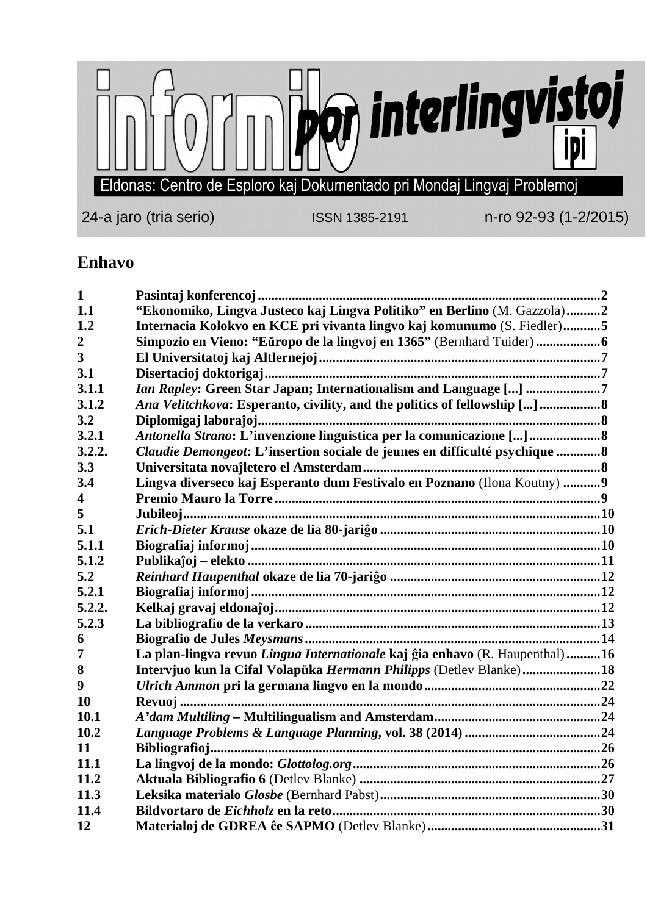# informilo por interlingvistoj

ipi

Eldonas: Centro de Esploro kaj Dokumentado pri Mondaj Lingvaj Problemoj

24-a jaro (tria serio) ISSN 1385-2191 n-ro 92-93 (1-2/2015)

## Enhavo

| | | |
|---|---|---|
| **1** | **Pasintaj konferencoj** | **2** |
| **1.1** | **"Ekonomiko, Lingva Justeco kaj Lingva Politiko" en Berlino** (M. Gazzola) | **2** |
| **1.2** | **Internacia Kolokvo en KCE pri vivanta lingvo kaj komunumo** (S. Fiedler) | **5** |
| **2** | **Simpozio en Vieno: "Eŭropo de la lingvoj en 1365"** (Bernhard Tuider) | **6** |
| **3** | **El Universitatoj kaj Altlernejoj** | **7** |
| **3.1** | **Disertacioj doktorigaj** | **7** |
| **3.1.1** | ***Ian Rapley*: Green Star Japan; Internationalism and Language [...]** | **7** |
| **3.1.2** | ***Ana Velitchkova*: Esperanto, civility, and the politics of fellowship [...]** | **8** |
| **3.2** | **Diplomigaj laboraĵoj** | **8** |
| **3.2.1** | ***Antonella Strano*: L'invenzione linguistica per la comunicazione [...]** | **8** |
| **3.2.2.** | ***Claudie Demongeot*: L'insertion sociale de jeunes en difficulté psychique** | **8** |
| **3.3** | **Universitata novaĵletero el Amsterdam** | **8** |
| **3.4** | **Lingva diverseco kaj Esperanto dum Festivalo en Poznano** (Ilona Koutny) | **9** |
| **4** | **Premio Mauro la Torre** | **9** |
| **5** | **Jubileoj** | **10** |
| **5.1** | ***Erich-Dieter Krause* okaze de lia 80-jariĝo** | **10** |
| **5.1.1** | **Biografiaj informoj** | **10** |
| **5.1.2** | **Publikaĵoj – elekto** | **11** |
| **5.2** | ***Reinhard Haupenthal* okaze de lia 70-jariĝo** | **12** |
| **5.2.1** | **Biografiaj informoj** | **12** |
| **5.2.2.** | **Kelkaj gravaj eldonaĵoj** | **12** |
| **5.2.3** | **La bibliografio de la verkaro** | **13** |
| **6** | **Biografio de Jules *Meysmans*** | **14** |
| **7** | **La plan-lingva revuo *Lingua Internationale* kaj ĝia enhavo** (R. Haupenthal) | **16** |
| **8** | **Intervjuo kun la Cifal Volapüka *Hermann Philipps*** (Detlev Blanke) | **18** |
| **9** | ***Ulrich Ammon* pri la germana lingvo en la mondo** | **22** |
| **10** | **Revuoj** | **24** |
| **10.1** | ***A'dam Multiling* – Multilingualism and Amsterdam** | **24** |
| **10.2** | ***Language Problems & Language Planning*, vol. 38 (2014)** | **24** |
| **11** | **Bibliografioj** | **26** |
| **11.1** | **La lingvoj de la mondo: *Glottolog.org*** | **26** |
| **11.2** | **Aktuala Bibliografio 6** (Detlev Blanke) | **27** |
| **11.3** | **Leksika materialo *Glosbe*** (Bernhard Pabst) | **30** |
| **11.4** | **Bildvortaro de *Eichholz* en la reto** | **30** |
| **12** | **Materialoj de GDREA ĉe SAPMO** (Detlev Blanke) | **31** |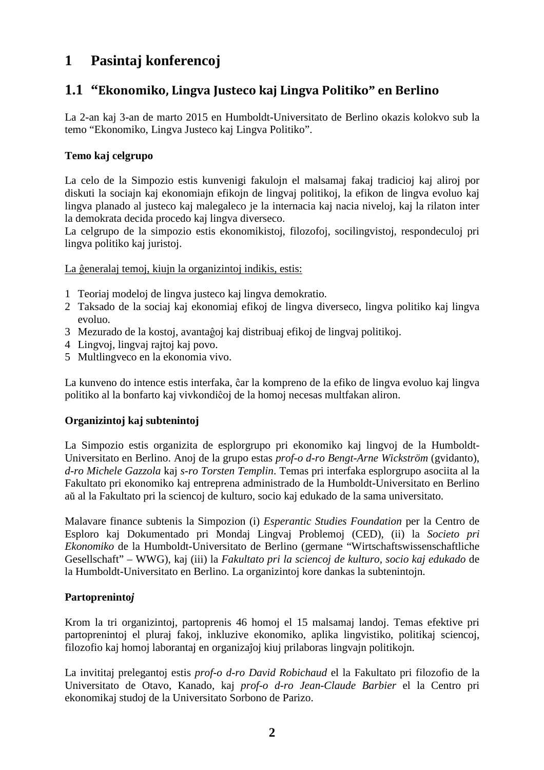# 1 Pasintaj konferencoj

## 1.1 "Ekonomiko, Lingva Justeco kaj Lingva Politiko" en Berlino

La 2-an kaj 3-an de marto 2015 en Humboldt-Universitato de Berlino okazis kolokvo sub la temo "Ekonomiko, Lingva Justeco kaj Lingva Politiko".

**Temo kaj celgrupo**

La celo de la Simpozio estis kunvenigi fakulojn el malsamaj fakaj tradicioj kaj aliroj por diskuti la sociajn kaj ekonomiajn efikojn de lingvaj politikoj, la efikon de lingva evoluo kaj lingva planado al justeco kaj malegaleco je la internacia kaj nacia niveloj, kaj la rilaton inter la demokrata decida procedo kaj lingva diverseco.
La celgrupo de la simpozio estis ekonomikistoj, filozofoj, socilingvistoj, respondeculoj pri lingva politiko kaj juristoj.

<u>La ĝeneralaj temoj, kiujn la organizintoj indikis, estis:</u>

1 Teoriaj modeloj de lingva justeco kaj lingva demokratio.
2 Taksado de la sociaj kaj ekonomiaj efikoj de lingva diverseco, lingva politiko kaj lingva evoluo.
3 Mezurado de la kostoj, avantaĝoj kaj distribuaj efikoj de lingvaj politikoj.
4 Lingvoj, lingvaj rajtoj kaj povo.
5 Multlingveco en la ekonomia vivo.

La kunveno do intence estis interfaka, ĉar la kompreno de la efiko de lingva evoluo kaj lingva politiko al la bonfarto kaj vivkondiĉoj de la homoj necesas multfakan aliron.

**Organizintoj kaj subtenintoj**

La Simpozio estis organizita de esplorgrupo pri ekonomiko kaj lingvoj de la Humboldt-Universitato en Berlino. Anoj de la grupo estas *prof-o d-ro Bengt-Arne Wickström* (gvidanto), *d-ro Michele Gazzola* kaj *s-ro Torsten Templin*. Temas pri interfaka esplorgrupo asociita al la Fakultato pri ekonomiko kaj entreprena administrado de la Humboldt-Universitato en Berlino aŭ al la Fakultato pri la sciencoj de kulturo, socio kaj edukado de la sama universitato.

Malavare finance subtenis la Simpozion (i) *Esperantic Studies Foundation* per la Centro de Esploro kaj Dokumentado pri Mondaj Lingvaj Problemoj (CED), (ii) la *Societo pri Ekonomiko* de la Humboldt-Universitato de Berlino (germane "Wirtschaftswissenschaftliche Gesellschaft" – WWG), kaj (iii) la *Fakultato pri la sciencoj de kulturo, socio kaj edukado* de la Humboldt-Universitato en Berlino. La organizintoj kore dankas la subtenintojn.

**Partoprenintoj**

Krom la tri organizintoj, partoprenis 46 homoj el 15 malsamaj landoj. Temas efektive pri partoprenintoj el pluraj fakoj, inkluzive ekonomiko, aplika lingvistiko, politikaj sciencoj, filozofio kaj homoj laborantaj en organizaĵoj kiuj prilaboras lingvajn politikojn.

La invititaj prelegantoj estis *prof-o d-ro David Robichaud* el la Fakultato pri filozofio de la Universitato de Otavo, Kanado, kaj *prof-o d-ro Jean-Claude Barbier* el la Centro pri ekonomikaj studoj de la Universitato Sorbono de Parizo.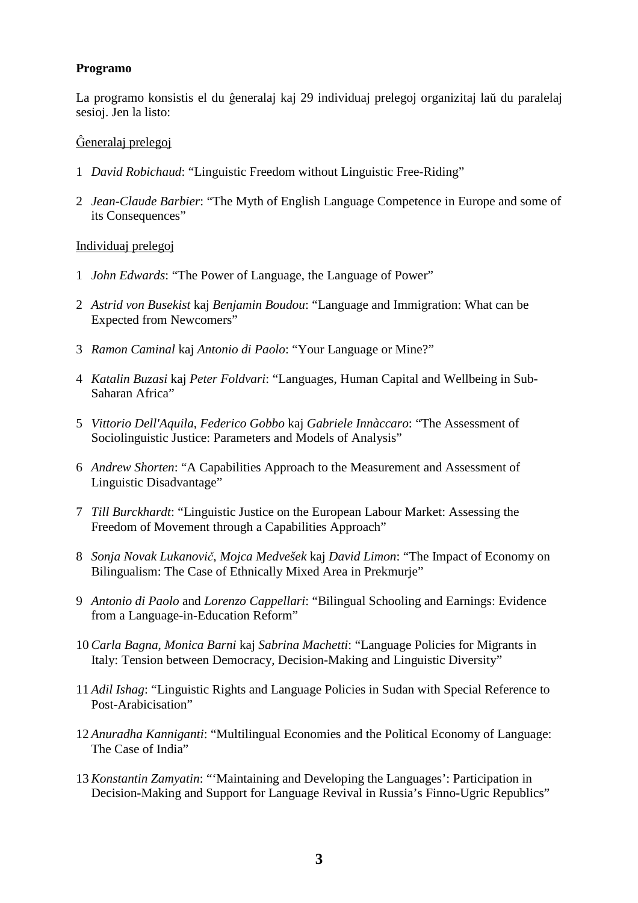**Programo**

La programo konsistis el du ĝeneralaj kaj 29 individuaj prelegoj organizitaj laŭ du paralelaj sesioj. Jen la listo:

<u>Ĝeneralaj prelegoj</u>

1 *David Robichaud*: “Linguistic Freedom without Linguistic Free-Riding”

2 *Jean-Claude Barbier*: “The Myth of English Language Competence in Europe and some of its Consequences”

<u>Individuaj prelegoj</u>

1 *John Edwards*: “The Power of Language, the Language of Power”

2 *Astrid von Busekist* kaj *Benjamin Boudou*: “Language and Immigration: What can be Expected from Newcomers”

3 *Ramon Caminal* kaj *Antonio di Paolo*: “Your Language or Mine?”

4 *Katalin Buzasi* kaj *Peter Foldvari*: “Languages, Human Capital and Wellbeing in Sub-Saharan Africa”

5 *Vittorio Dell'Aquila*, *Federico Gobbo* kaj *Gabriele Innàccaro*: “The Assessment of Sociolinguistic Justice: Parameters and Models of Analysis”

6 *Andrew Shorten*: “A Capabilities Approach to the Measurement and Assessment of Linguistic Disadvantage”

7 *Till Burckhardt*: “Linguistic Justice on the European Labour Market: Assessing the Freedom of Movement through a Capabilities Approach”

8 *Sonja Novak Lukanovič*, *Mojca Medvešek* kaj *David Limon*: “The Impact of Economy on Bilingualism: The Case of Ethnically Mixed Area in Prekmurje”

9 *Antonio di Paolo* and *Lorenzo Cappellari*: “Bilingual Schooling and Earnings: Evidence from a Language-in-Education Reform”

10 *Carla Bagna*, *Monica Barni* kaj *Sabrina Machetti*: “Language Policies for Migrants in Italy: Tension between Democracy, Decision-Making and Linguistic Diversity”

11 *Adil Ishag*: “Linguistic Rights and Language Policies in Sudan with Special Reference to Post-Arabicisation”

12 *Anuradha Kanniganti*: “Multilingual Economies and the Political Economy of Language: The Case of India”

13 *Konstantin Zamyatin*: “‘Maintaining and Developing the Languages’: Participation in Decision-Making and Support for Language Revival in Russia’s Finno-Ugric Republics”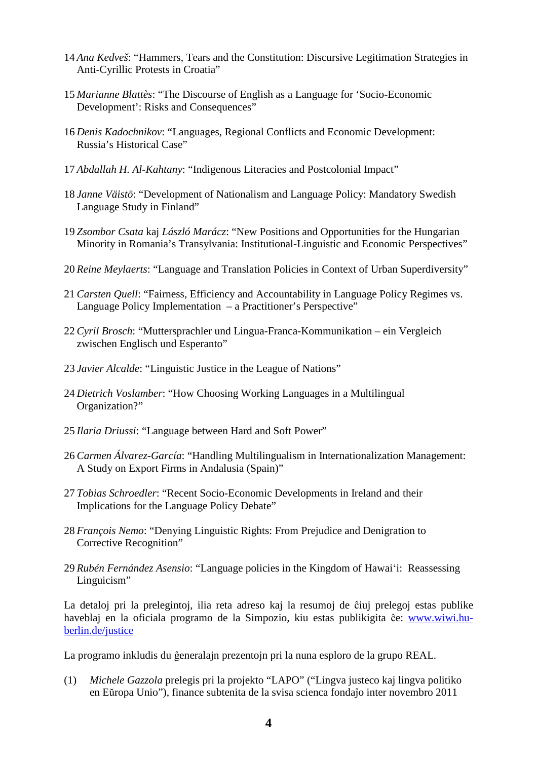14 *Ana Kedveš*: "Hammers, Tears and the Constitution: Discursive Legitimation Strategies in Anti-Cyrillic Protests in Croatia"

15 *Marianne Blattès*: "The Discourse of English as a Language for 'Socio-Economic Development': Risks and Consequences"

16 *Denis Kadochnikov*: "Languages, Regional Conflicts and Economic Development: Russia's Historical Case"

17 *Abdallah H. Al-Kahtany*: "Indigenous Literacies and Postcolonial Impact"

18 *Janne Väistö*: "Development of Nationalism and Language Policy: Mandatory Swedish Language Study in Finland"

19 *Zsombor Csata* kaj *László Marácz*: "New Positions and Opportunities for the Hungarian Minority in Romania's Transylvania: Institutional-Linguistic and Economic Perspectives"

20 *Reine Meylaerts*: "Language and Translation Policies in Context of Urban Superdiversity"

21 *Carsten Quell*: "Fairness, Efficiency and Accountability in Language Policy Regimes vs. Language Policy Implementation – a Practitioner's Perspective"

22 *Cyril Brosch*: "Muttersprachler und Lingua-Franca-Kommunikation – ein Vergleich zwischen Englisch und Esperanto"

23 *Javier Alcalde*: "Linguistic Justice in the League of Nations"

24 *Dietrich Voslamber*: "How Choosing Working Languages in a Multilingual Organization?"

25 *Ilaria Driussi*: "Language between Hard and Soft Power"

26 *Carmen Álvarez-García*: "Handling Multilingualism in Internationalization Management: A Study on Export Firms in Andalusia (Spain)"

27 *Tobias Schroedler*: "Recent Socio-Economic Developments in Ireland and their Implications for the Language Policy Debate"

28 *François Nemo*: "Denying Linguistic Rights: From Prejudice and Denigration to Corrective Recognition"

29 *Rubén Fernández Asensio*: "Language policies in the Kingdom of Hawai'i: Reassessing Linguicism"

La detaloj pri la prelegintoj, ilia reta adreso kaj la resumoj de ĉiuj prelegoj estas publike haveblaj en la oficiala programo de la Simpozio, kiu estas publikigita ĉe: [www.wiwi.hu-berlin.de/justice](www.wiwi.hu-berlin.de/justice)

La programo inkludis du ĝeneralajn prezentojn pri la nuna esploro de la grupo REAL.

(1) *Michele Gazzola* prelegis pri la projekto "LAPO" ("Lingva justeco kaj lingva politiko en Eŭropa Unio"), finance subtenita de la svisa scienca fondaĵo inter novembro 2011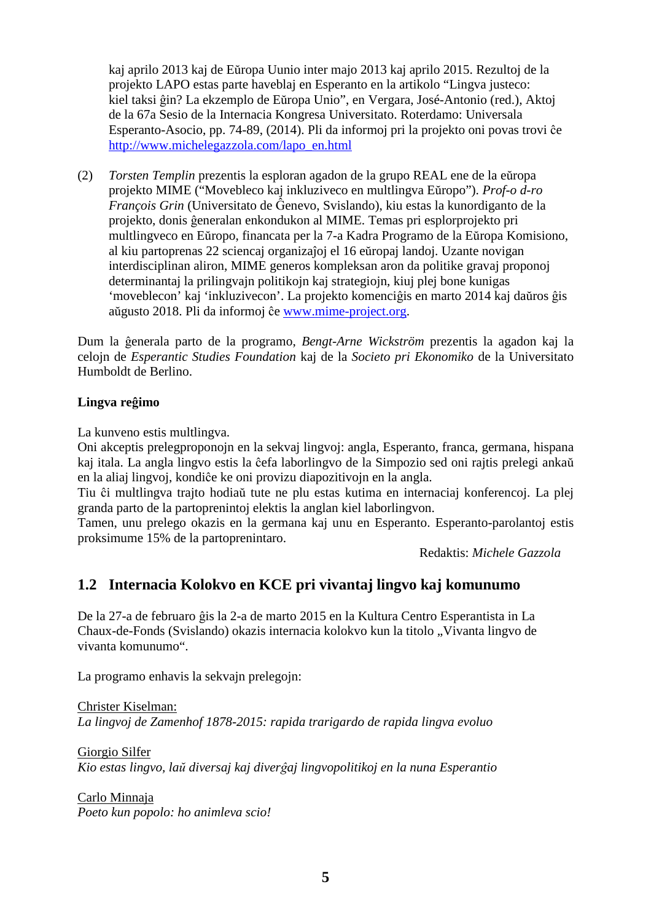kaj aprilo 2013 kaj de Eŭropa Uunio inter majo 2013 kaj aprilo 2015. Rezultoj de la projekto LAPO estas parte haveblaj en Esperanto en la artikolo "Lingva justeco: kiel taksi ĝin? La ekzemplo de Eŭropa Unio", en Vergara, José-Antonio (red.), Aktoj de la 67a Sesio de la Internacia Kongresa Universitato. Roterdamo: Universala Esperanto-Asocio, pp. 74-89, (2014). Pli da informoj pri la projekto oni povas trovi ĉe [http://www.michelegazzola.com/lapo_en.html](http://www.michelegazzola.com/lapo_en.html)

(2) *Torsten Templin* prezentis la esploran agadon de la grupo REAL ene de la eŭropa projekto MIME ("Movebleco kaj inkluziveco en multlingva Eŭropo"). *Prof-o d-ro François Grin* (Universitato de Ĝenevo, Svislando), kiu estas la kunordiganto de la projekto, donis ĝeneralan enkondukon al MIME. Temas pri esplorprojekto pri multlingveco en Eŭropo, financata per la 7-a Kadra Programo de la Eŭropa Komisiono, al kiu partoprenas 22 sciencaj organizaĵoj el 16 eŭropaj landoj. Uzante novigan interdisciplinan aliron, MIME generos kompleksan aron da politike gravaj proponoj determinantaj la prilingvajn politikojn kaj strategiojn, kiuj plej bone kunigas 'moveblecon' kaj 'inkluzivecon'. La projekto komenciĝis en marto 2014 kaj daŭros ĝis aŭgusto 2018. Pli da informoj ĉe [www.mime-project.org](http://www.mime-project.org).

Dum la ĝenerala parto de la programo, *Bengt-Arne Wickström* prezentis la agadon kaj la celojn de *Esperantic Studies Foundation* kaj de la *Societo pri Ekonomiko* de la Universitato Humboldt de Berlino.

**Lingva reĝimo**

La kunveno estis multlingva.
Oni akceptis prelegproponojn en la sekvaj lingvoj: angla, Esperanto, franca, germana, hispana kaj itala. La angla lingvo estis la ĉefa laborlingvo de la Simpozio sed oni rajtis prelegi ankaŭ en la aliaj lingvoj, kondiĉe ke oni provizu diapozitivojn en la angla.
Tiu ĉi multlingva trajto hodiaŭ tute ne plu estas kutima en internaciaj konferencoj. La plej granda parto de la partoprenintoj elektis la anglan kiel laborlingvon.
Tamen, unu prelego okazis en la germana kaj unu en Esperanto. Esperanto-parolantoj estis proksimume 15% de la partoprenintaro.

Redaktis: *Michele Gazzola*

## 1.2 Internacia Kolokvo en KCE pri vivantaj lingvo kaj komunumo

De la 27-a de februaro ĝis la 2-a de marto 2015 en la Kultura Centro Esperantista in La Chaux-de-Fonds (Svislando) okazis internacia kolokvo kun la titolo „Vivanta lingvo de vivanta komunumo".

La programo enhavis la sekvajn prelegojn:

Christer Kiselman:
*La lingvoj de Zamenhof 1878-2015: rapida trarigardo de rapida lingva evoluo*

Giorgio Silfer
*Kio estas lingvo, laŭ diversaj kaj diverĝaj lingvopolitikoj en la nuna Esperantio*

Carlo Minnaja
*Poeto kun popolo: ho animleva scio!*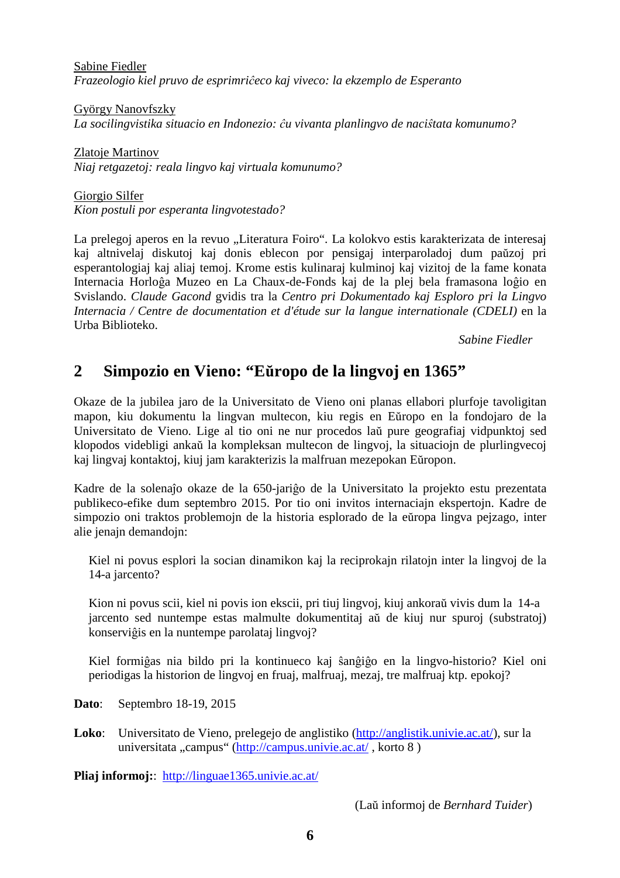Sabine Fiedler
*Frazeologio kiel pruvo de esprimriĉeco kaj viveco: la ekzemplo de Esperanto*

György Nanovfszky
*La socilingvistika situacio en Indonezio: ĉu vivanta planlingvo de naciŝtata komunumo?*

Zlatoje Martinov
*Niaj retgazetoj: reala lingvo kaj virtuala komunumo?*

Giorgio Silfer
*Kion postuli por esperanta lingvotestado?*

La prelegoj aperos en la revuo „Literatura Foiro". La kolokvo estis karakterizata de interesaj kaj altnivelaj diskutoj kaj donis eblecon por pensigaj interparoladoj dum paŭzoj pri esperantologiaj kaj aliaj temoj. Krome estis kulinaraj kulminoj kaj vizitoj de la fame konata Internacia Horloĝa Muzeo en La Chaux-de-Fonds kaj de la plej bela framasona loĝio en Svislando. *Claude Gacond* gvidis tra la *Centro pri Dokumentado kaj Esploro pri la Lingvo Internacia / Centre de documentation et d'étude sur la langue internationale (CDELI)* en la Urba Biblioteko.

*Sabine Fiedler*

## 2 Simpozio en Vieno: "Eŭropo de la lingvoj en 1365"

Okaze de la jubilea jaro de la Universitato de Vieno oni planas ellabori plurfoje tavoligitan mapon, kiu dokumentu la lingvan multecon, kiu regis en Eŭropo en la fondojaro de la Universitato de Vieno. Lige al tio oni ne nur procedos laŭ pure geografiaj vidpunktoj sed klopodos videbligi ankaŭ la kompleksan multecon de lingvoj, la situaciojn de plurlingvecoj kaj lingvaj kontaktoj, kiuj jam karakterizis la malfruan mezepokan Eŭropon.

Kadre de la solenaĵo okaze de la 650-jariĝo de la Universitato la projekto estu prezentata publikeco-efike dum septembro 2015. Por tio oni invitos internaciajn ekspertojn. Kadre de simpozio oni traktos problemojn de la historia esplorado de la eŭropa lingva pejzaĝo, inter alie jenajn demandojn:

> Kiel ni povus esplori la socian dinamikon kaj la reciprokajn rilatojn inter la lingvoj de la 14-a jarcento?
>
> Kion ni povus scii, kiel ni povis ion ekscii, pri tiuj lingvoj, kiuj ankoraŭ vivis dum la 14-a jarcento sed nuntempe estas malmulte dokumentitaj aŭ de kiuj nur spuroj (substratoj) konserviĝis en la nuntempe parolataj lingvoj?
>
> Kiel formiĝas nia bildo pri la kontinueco kaj ŝanĝiĝo en la lingvo-historio? Kiel oni periodigas la historion de lingvoj en fruaj, malfruaj, mezaj, tre malfruaj ktp. epokoj?

**Dato**: Septembro 18-19, 2015

**Loko**: Universitato de Vieno, prelegejo de anglistiko (http://anglistik.univie.ac.at/), sur la universitata „campus" (http://campus.univie.ac.at/ , korto 8 )

**Pliaj informoj:**: http://linguae1365.univie.ac.at/

(Laŭ informoj de *Bernhard Tuider*)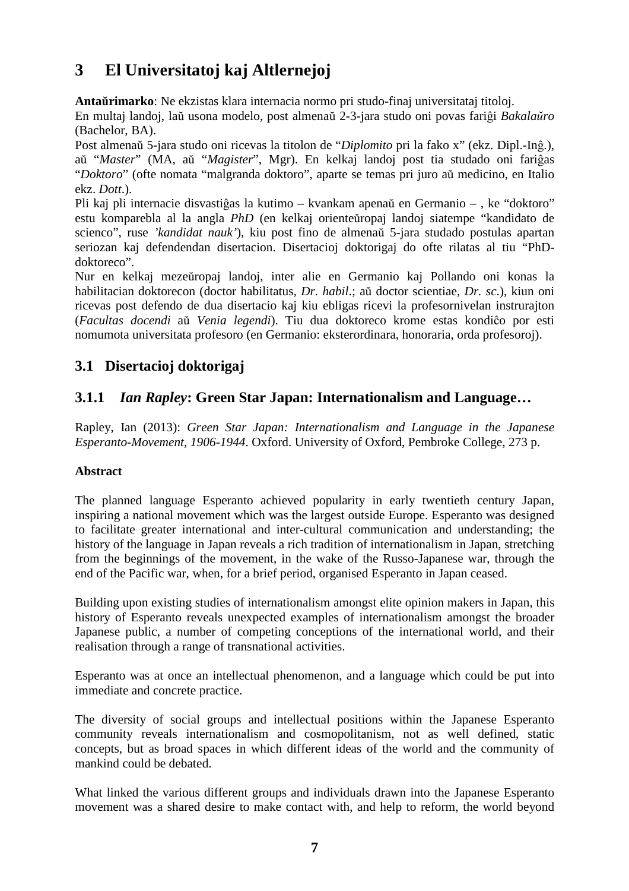# 3 El Universitatoj kaj Altlernejoj

**Antaŭrimarko**: Ne ekzistas klara internacia normo pri studo-finaj universitataj titoloj.
En multaj landoj, laŭ usona modelo, post almenaŭ 2-3-jara studo oni povas fariĝi *Bakalaŭro* (Bachelor, BA).
Post almenaŭ 5-jara studo oni ricevas la titolon de "*Diplomito* pri la fako x" (ekz. Dipl.-Inĝ.), aŭ "*Master*" (MA, aŭ "*Magister*", Mgr). En kelkaj landoj post tia studado oni fariĝas "*Doktoro*" (ofte nomata "malgranda doktoro", aparte se temas pri juro aŭ medicino, en Italio ekz. *Dott*.).
Pli kaj pli internacie disvastiĝas la kutimo – kvankam apenaŭ en Germanio – , ke "doktoro" estu komparebla al la angla *PhD* (en kelkaj orienteŭropaj landoj siatempe "kandidato de scienco", ruse *'kandidat nauk'*), kiu post fino de almenaŭ 5-jara studado postulas apartan seriozan kaj defendendan disertacion. Disertacioj doktorigaj do ofte rilatas al tiu "PhD-doktoreco".
Nur en kelkaj mezeŭropaj landoj, inter alie en Germanio kaj Pollando oni konas la habilitacian doktorecon (doctor habilitatus, *Dr. habil*.; aŭ doctor scientiae, *Dr. sc*.), kiun oni ricevas post defendo de dua disertacio kaj kiu ebligas ricevi la profesornivelan instrurajton (*Facultas docendi* aŭ *Venia legendi*). Tiu dua doktoreco krome estas kondiĉo por esti nomumota universitata profesoro (en Germanio: eksterordinara, honoraria, orda profesoroj).

## 3.1 Disertacioj doktorigaj

### 3.1.1 *Ian Rapley*: Green Star Japan: Internationalism and Language…

Rapley, Ian (2013): *Green Star Japan: Internationalism and Language in the Japanese Esperanto-Movement, 1906-1944*. Oxford. University of Oxford, Pembroke College, 273 p.

**Abstract**

The planned language Esperanto achieved popularity in early twentieth century Japan, inspiring a national movement which was the largest outside Europe. Esperanto was designed to facilitate greater international and inter-cultural communication and understanding; the history of the language in Japan reveals a rich tradition of internationalism in Japan, stretching from the beginnings of the movement, in the wake of the Russo-Japanese war, through the end of the Pacific war, when, for a brief period, organised Esperanto in Japan ceased.

Building upon existing studies of internationalism amongst elite opinion makers in Japan, this history of Esperanto reveals unexpected examples of internationalism amongst the broader Japanese public, a number of competing conceptions of the international world, and their realisation through a range of transnational activities.

Esperanto was at once an intellectual phenomenon, and a language which could be put into immediate and concrete practice.

The diversity of social groups and intellectual positions within the Japanese Esperanto community reveals internationalism and cosmopolitanism, not as well defined, static concepts, but as broad spaces in which different ideas of the world and the community of mankind could be debated.

What linked the various different groups and individuals drawn into the Japanese Esperanto movement was a shared desire to make contact with, and help to reform, the world beyond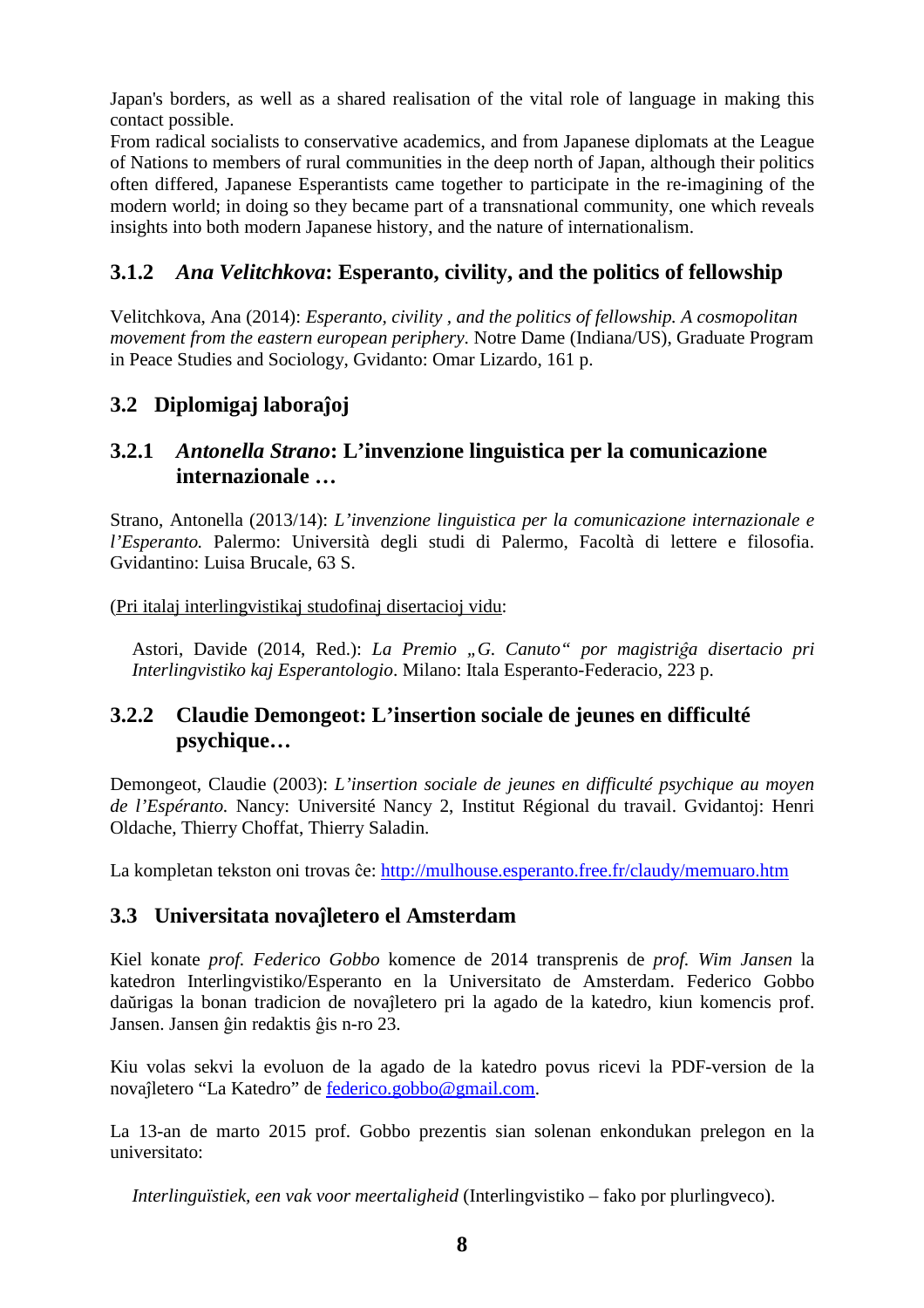Japan's borders, as well as a shared realisation of the vital role of language in making this contact possible.
From radical socialists to conservative academics, and from Japanese diplomats at the League of Nations to members of rural communities in the deep north of Japan, although their politics often differed, Japanese Esperantists came together to participate in the re-imagining of the modern world; in doing so they became part of a transnational community, one which reveals insights into both modern Japanese history, and the nature of internationalism.

### 3.1.2 *Ana Velitchkova*: Esperanto, civility, and the politics of fellowship

Velitchkova, Ana (2014): *Esperanto, civility , and the politics of fellowship. A cosmopolitan movement from the eastern european periphery*. Notre Dame (Indiana/US), Graduate Program in Peace Studies and Sociology, Gvidanto: Omar Lizardo, 161 p.

## 3.2 Diplomigaj laboraĵoj

### 3.2.1 *Antonella Strano*: L'invenzione linguistica per la comunicazione internazionale …

Strano, Antonella (2013/14): *L'invenzione linguistica per la comunicazione internazionale e l'Esperanto.* Palermo: Università degli studi di Palermo, Facoltà di lettere e filosofia. Gvidantino: Luisa Brucale, 63 S.

(Pri italaj interlingvistikaj studofinaj disertacioj vidu:

> Astori, Davide (2014, Red.): *La Premio „G. Canuto" por magistriĝa disertacio pri Interlingvistiko kaj Esperantologio*. Milano: Itala Esperanto-Federacio, 223 p.

### 3.2.2 Claudie Demongeot: L'insertion sociale de jeunes en difficulté psychique…

Demongeot, Claudie (2003): *L'insertion sociale de jeunes en difficulté psychique au moyen de l'Espéranto.* Nancy: Université Nancy 2, Institut Régional du travail. Gvidantoj: Henri Oldache, Thierry Choffat, Thierry Saladin.

La kompletan tekston oni trovas ĉe: http://mulhouse.esperanto.free.fr/claudy/memuaro.htm

## 3.3 Universitata novaĵletero el Amsterdam

Kiel konate *prof. Federico Gobbo* komence de 2014 transprenis de *prof. Wim Jansen* la katedron Interlingvistiko/Esperanto en la Universitato de Amsterdam. Federico Gobbo daŭrigas la bonan tradicion de novaĵletero pri la agado de la katedro, kiun komencis prof. Jansen. Jansen ĝin redaktis ĝis n-ro 23.

Kiu volas sekvi la evoluon de la agado de la katedro povus ricevi la PDF-version de la novaĵletero "La Katedro" de federico.gobbo@gmail.com.

La 13-an de marto 2015 prof. Gobbo prezentis sian solenan enkondukan prelegon en la universitato:

> *Interlinguïstiek, een vak voor meertaligheid* (Interlingvistiko – fako por plurlingveco).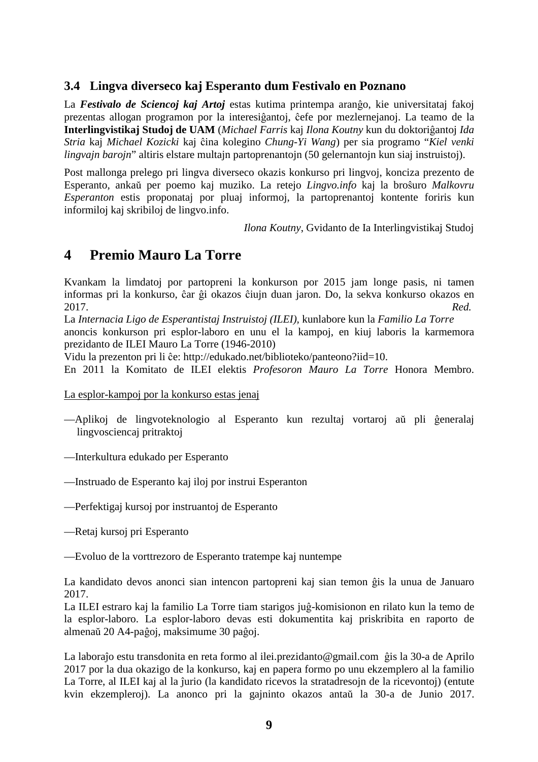## 3.4 Lingva diverseco kaj Esperanto dum Festivalo en Poznano

La ***Festivalo de Sciencoj kaj Artoj*** estas kutima printempa aranĝo, kie universitataj fakoj prezentas allogan programon por la interesiĝantoj, ĉefe por mezlernejanoj. La teamo de la **Interlingvistikaj Studoj de UAM** (*Michael Farris* kaj *Ilona Koutny* kun du doktoriĝantoj *Ida Stria* kaj *Michael Kozicki* kaj ĉina kolegino *Chung-Yi Wang*) per sia programo "*Kiel venki lingvajn barojn*" altiris elstare multajn partoprenantojn (50 gelernantojn kun siaj instruistoj).

Post mallonga prelego pri lingva diverseco okazis konkurso pri lingvoj, konciza prezento de Esperanto, ankaŭ per poemo kaj muziko. La retejo *Lingvo.info* kaj la broŝuro *Malkovru Esperanton* estis proponataj por pluaj informoj, la partoprenantoj kontente foriris kun informiloj kaj skribiloj de lingvo.info.

*Ilona Koutny*, Gvidanto de Ia Interlingvistikaj Studoj

# 4 Premio Mauro La Torre

Kvankam la limdatoj por partopreni la konkurson por 2015 jam longe pasis, ni tamen informas pri la konkurso, ĉar ĝi okazos ĉiujn duan jaron. Do, la sekva konkurso okazos en 2017. *Red.*

La *Internacia Ligo de Esperantistaj Instruistoj (ILEI),* kunlabore kun la *Familio La Torre* anoncis konkurson pri esplor-laboro en unu el la kampoj, en kiuj laboris la karmemora prezidanto de ILEI Mauro La Torre (1946-2010)

Vidu la prezenton pri li ĉe: http://edukado.net/biblioteko/panteono?iid=10.

En 2011 la Komitato de ILEI elektis *Profesoron Mauro La Torre* Honora Membro.

La esplor-kampoj por la konkurso estas jenaj

—Aplikoj de lingvoteknologio al Esperanto kun rezultaj vortaroj aŭ pli ĝeneralaj lingvosciencaj pritraktoj

—Interkultura edukado per Esperanto

—Instruado de Esperanto kaj iloj por instrui Esperanton

—Perfektigaj kursoj por instruantoj de Esperanto

—Retaj kursoj pri Esperanto

—Evoluo de la vorttrezoro de Esperanto tratempe kaj nuntempe

La kandidato devos anonci sian intencon partopreni kaj sian temon ĝis la unua de Januaro 2017.

La ILEI estraro kaj la familio La Torre tiam starigos juĝ-komisionon en rilato kun la temo de la esplor-laboro. La esplor-laboro devas esti dokumentita kaj priskribita en raporto de almenaŭ 20 A4-paĝoj, maksimume 30 paĝoj.

La laboraĵo estu transdonita en reta formo al ilei.prezidanto@gmail.com ĝis la 30-a de Aprilo 2017 por la dua okazigo de la konkurso, kaj en papera formo po unu ekzemplero al la familio La Torre, al ILEI kaj al la ĵurio (la kandidato ricevos la stratadresojn de la ricevontoj) (entute kvin ekzempleroj). La anonco pri la gajninto okazos antaŭ la 30-a de Junio 2017.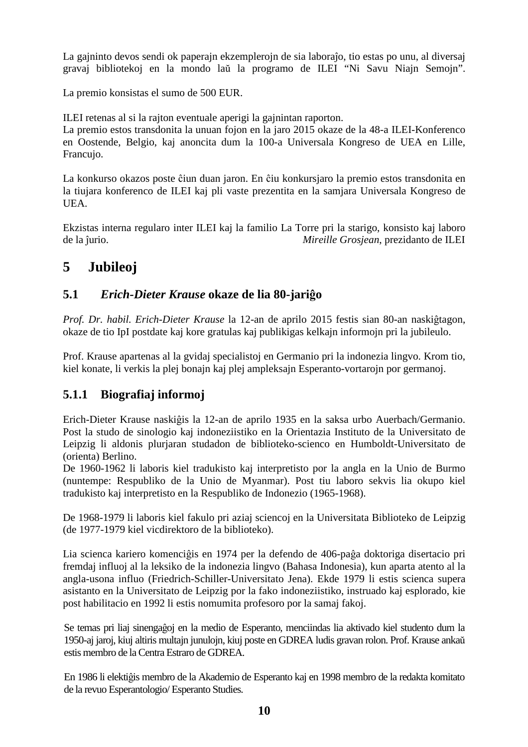La gajninto devos sendi ok paperajn ekzemplerojn de sia laboraĵo, tio estas po unu, al diversaj gravaj bibliotekoj en la mondo laŭ la programo de ILEI "Ni Savu Niajn Semojn".

La premio konsistas el sumo de 500 EUR.

ILEI retenas al si la rajton eventuale aperigi la gajnintan raporton.
La premio estos transdonita la unuan fojon en la jaro 2015 okaze de la 48-a ILEI-Konferenco en Oostende, Belgio, kaj anoncita dum la 100-a Universala Kongreso de UEA en Lille, Francujo.

La konkurso okazos poste ĉiun duan jaron. En ĉiu konkursjaro la premio estos transdonita en la tiujara konferenco de ILEI kaj pli vaste prezentita en la samjara Universala Kongreso de UEA.

Ekzistas interna regularo inter ILEI kaj la familio La Torre pri la starigo, konsisto kaj laboro de la ĵurio. *Mireille Grosjean*, prezidanto de ILEI

# 5 Jubileoj

## 5.1 *Erich-Dieter Krause* okaze de lia 80-jariĝo

*Prof. Dr. habil. Erich-Dieter Krause* la 12-an de aprilo 2015 festis sian 80-an naskiĝtagon, okaze de tio IpI postdate kaj kore gratulas kaj publikigas kelkajn informojn pri la jubileulo.

Prof. Krause apartenas al la gvidaj specialistoj en Germanio pri la indonezia lingvo. Krom tio, kiel konate, li verkis la plej bonajn kaj plej ampleksajn Esperanto-vortarojn por germanoj.

### 5.1.1 Biografiaj informoj

Erich-Dieter Krause naskiĝis la 12-an de aprilo 1935 en la saksa urbo Auerbach/Germanio. Post la studo de sinologio kaj indoneziistiko en la Orientazia Instituto de la Universitato de Leipzig li aldonis plurjaran studadon de biblioteko-scienco en Humboldt-Universitato de (orienta) Berlino.
De 1960-1962 li laboris kiel tradukisto kaj interpretisto por la angla en la Unio de Burmo (nuntempe: Respubliko de la Unio de Myanmar). Post tiu laboro sekvis lia okupo kiel tradukisto kaj interpretisto en la Respubliko de Indonezio (1965-1968).

De 1968-1979 li laboris kiel fakulo pri aziaj sciencoj en la Universitata Biblioteko de Leipzig (de 1977-1979 kiel vicdirektoro de la biblioteko).

Lia scienca kariero komenciĝis en 1974 per la defendo de 406-paĝa doktoriga disertacio pri fremdaj influoj al la leksiko de la indonezia lingvo (Bahasa Indonesia), kun aparta atento al la angla-usona influo (Friedrich-Schiller-Universitato Jena). Ekde 1979 li estis scienca supera asistanto en la Universitato de Leipzig por la fako indoneziistiko, instruado kaj esplorado, kie post habilitacio en 1992 li estis nomumita profesoro por la samaj fakoj.

Se temas pri liaj sinengaĝoj en la medio de Esperanto, menciindas lia aktivado kiel studento dum la 1950-aj jaroj, kiuj altiris multajn junulojn, kiuj poste en GDREA ludis gravan rolon. Prof. Krause ankaŭ estis membro de la Centra Estraro de GDREA.

En 1986 li elektiĝis membro de la Akademio de Esperanto kaj en 1998 membro de la redakta komitato de la revuo Esperantologio/ Esperanto Studies.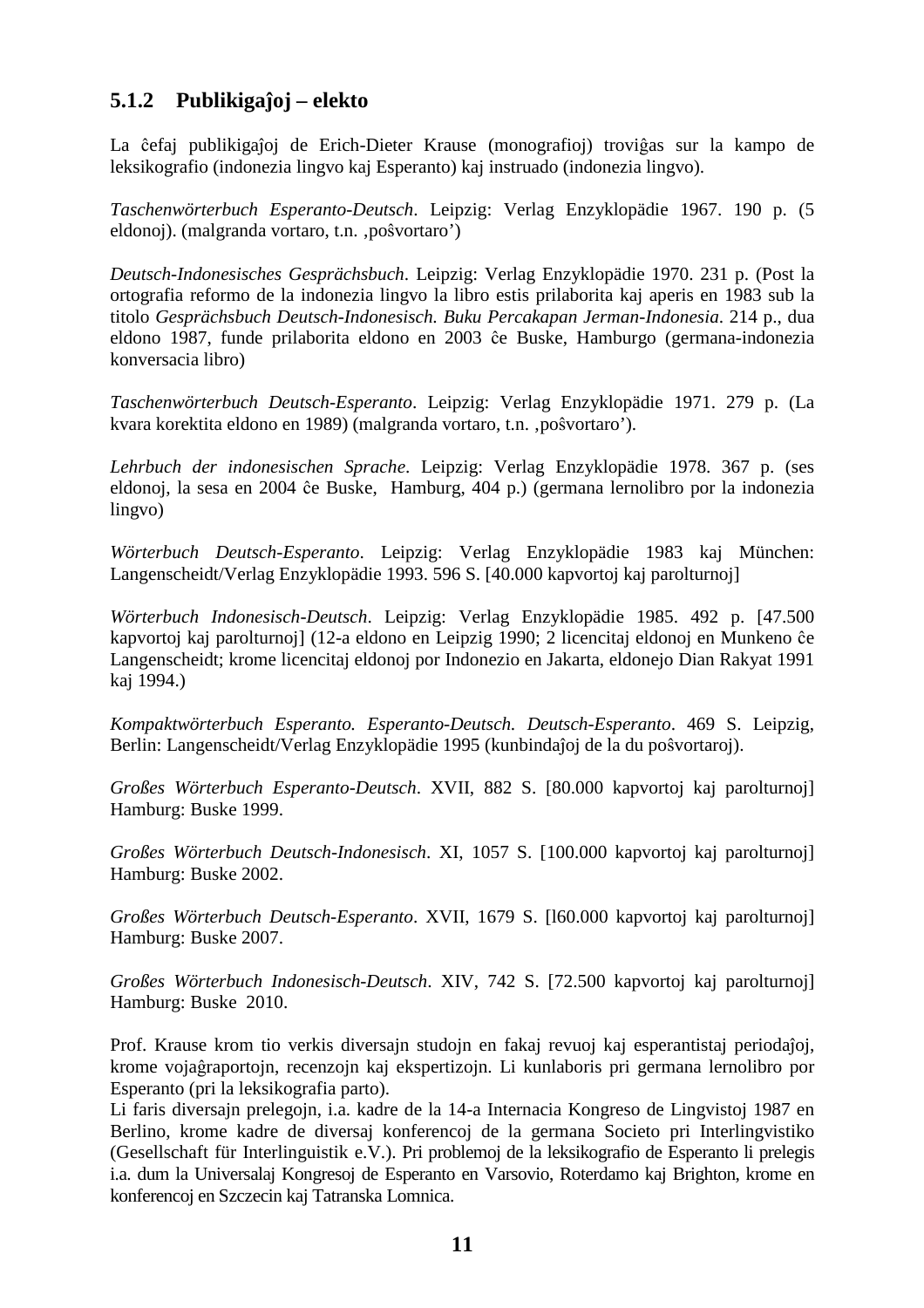### 5.1.2 Publikigaĵoj – elekto

La ĉefaj publikigaĵoj de Erich-Dieter Krause (monografioj) troviĝas sur la kampo de leksikografio (indonezia lingvo kaj Esperanto) kaj instruado (indonezia lingvo).

*Taschenwörterbuch Esperanto-Deutsch*. Leipzig: Verlag Enzyklopädie 1967. 190 p. (5 eldonoj). (malgranda vortaro, t.n. ‚poŝvortaro')

*Deutsch-Indonesisches Gesprächsbuch*. Leipzig: Verlag Enzyklopädie 1970. 231 p. (Post la ortografia reformo de la indonezia lingvo la libro estis prilaborita kaj aperis en 1983 sub la titolo *Gesprächsbuch Deutsch-Indonesisch. Buku Percakapan Jerman-Indonesia*. 214 p., dua eldono 1987, funde prilaborita eldono en 2003 ĉe Buske, Hamburgo (germana-indonezia konversacia libro)

*Taschenwörterbuch Deutsch-Esperanto*. Leipzig: Verlag Enzyklopädie 1971. 279 p. (La kvara korektita eldono en 1989) (malgranda vortaro, t.n. ‚poŝvortaro').

*Lehrbuch der indonesischen Sprache*. Leipzig: Verlag Enzyklopädie 1978. 367 p. (ses eldonoj, la sesa en 2004 ĉe Buske, Hamburg, 404 p.) (germana lernolibro por la indonezia lingvo)

*Wörterbuch Deutsch-Esperanto*. Leipzig: Verlag Enzyklopädie 1983 kaj München: Langenscheidt/Verlag Enzyklopädie 1993. 596 S. [40.000 kapvortoj kaj parolturnoj]

*Wörterbuch Indonesisch-Deutsch*. Leipzig: Verlag Enzyklopädie 1985. 492 p. [47.500 kapvortoj kaj parolturnoj] (12-a eldono en Leipzig 1990; 2 licencitaj eldonoj en Munkeno ĉe Langenscheidt; krome licencitaj eldonoj por Indonezio en Jakarta, eldonejo Dian Rakyat 1991 kaj 1994.)

*Kompaktwörterbuch Esperanto. Esperanto-Deutsch. Deutsch-Esperanto*. 469 S. Leipzig, Berlin: Langenscheidt/Verlag Enzyklopädie 1995 (kunbindaĵoj de la du poŝvortaroj).

*Großes Wörterbuch Esperanto-Deutsch*. XVII, 882 S. [80.000 kapvortoj kaj parolturnoj] Hamburg: Buske 1999.

*Großes Wörterbuch Deutsch-Indonesisch*. XI, 1057 S. [100.000 kapvortoj kaj parolturnoj] Hamburg: Buske 2002.

*Großes Wörterbuch Deutsch-Esperanto*. XVII, 1679 S. [l60.000 kapvortoj kaj parolturnoj] Hamburg: Buske 2007.

*Großes Wörterbuch Indonesisch-Deutsch*. XIV, 742 S. [72.500 kapvortoj kaj parolturnoj] Hamburg: Buske 2010.

Prof. Krause krom tio verkis diversajn studojn en fakaj revuoj kaj esperantistaj periodaĵoj, krome vojaĝraportojn, recenzojn kaj ekspertizojn. Li kunlaboris pri germana lernolibro por Esperanto (pri la leksikografia parto).
Li faris diversajn prelegojn, i.a. kadre de la 14-a Internacia Kongreso de Lingvistoj 1987 en Berlino, krome kadre de diversaj konferencoj de la germana Societo pri Interlingvistiko (Gesellschaft für Interlinguistik e.V.). Pri problemoj de la leksikografio de Esperanto li prelegis i.a. dum la Universalaj Kongresoj de Esperanto en Varsovio, Roterdamo kaj Brighton, krome en konferencoj en Szczecin kaj Tatranska Lomnica.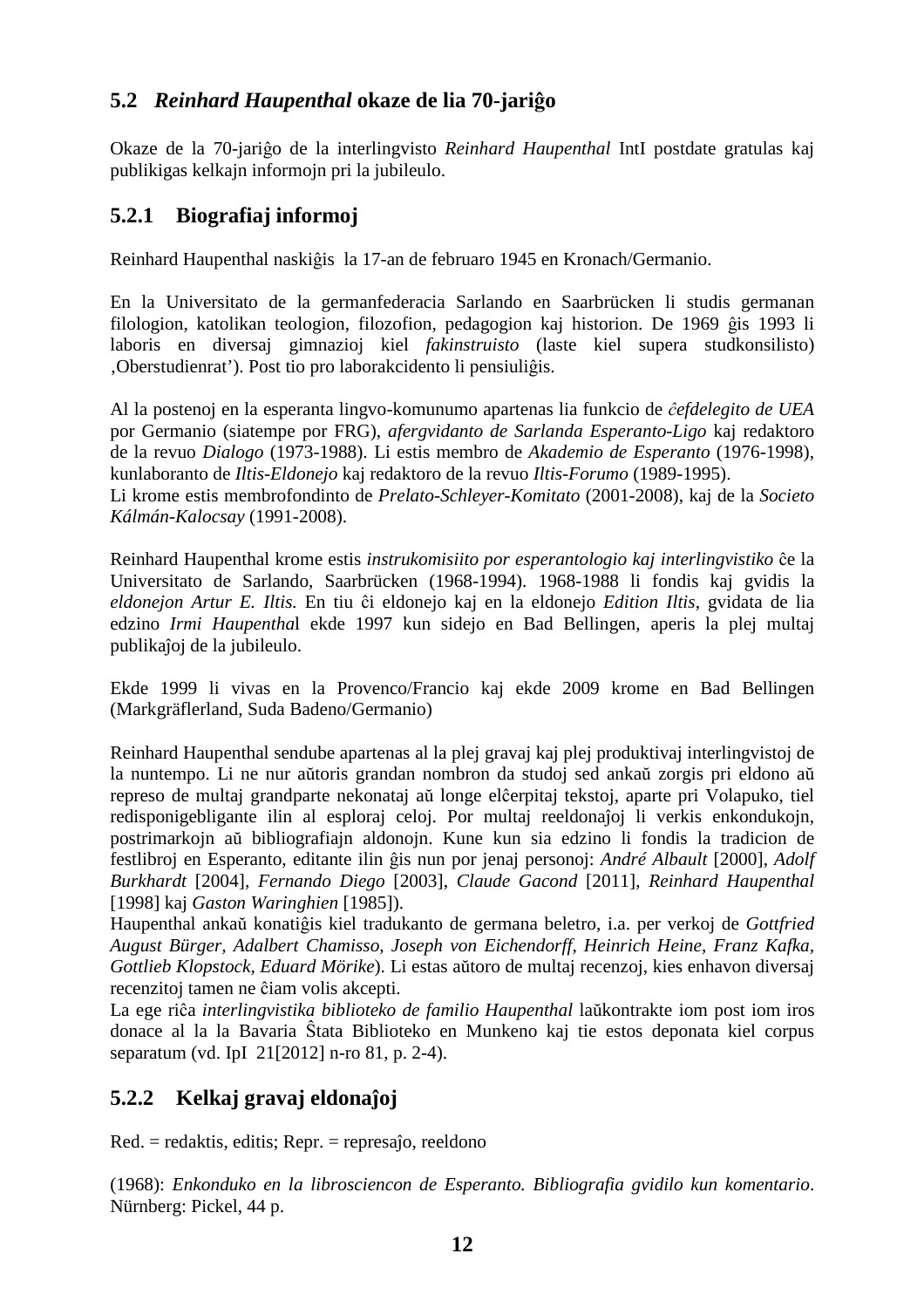## 5.2 *Reinhard Haupenthal* okaze de lia 70-jariĝo

Okaze de la 70-jariĝo de la interlingvisto *Reinhard Haupenthal* IntI postdate gratulas kaj publikigas kelkajn informojn pri la jubileulo.

### 5.2.1 Biografiaj informoj

Reinhard Haupenthal naskiĝis la 17-an de februaro 1945 en Kronach/Germanio.

En la Universitato de la germanfederacia Sarlando en Saarbrücken li studis germanan filologion, katolikan teologion, filozofion, pedagogion kaj historion. De 1969 ĝis 1993 li laboris en diversaj gimnazioj kiel *fakinstruisto* (laste kiel supera studkonsilisto) ‚Oberstudienrat'). Post tio pro laborakcidento li pensiuliĝis.

Al la postenoj en la esperanta lingvo-komunumo apartenas lia funkcio de *ĉefdelegito de UEA* por Germanio (siatempe por FRG), *afergvidanto de Sarlanda Esperanto-Ligo* kaj redaktoro de la revuo *Dialogo* (1973-1988). Li estis membro de *Akademio de Esperanto* (1976-1998), kunlaboranto de *Iltis-Eldonejo* kaj redaktoro de la revuo *Iltis-Forumo* (1989-1995).
Li krome estis membrofondinto de *Prelato-Schleyer-Komitato* (2001-2008), kaj de la *Societo Kálmán-Kalocsay* (1991-2008).

Reinhard Haupenthal krome estis *instrukomisiito por esperantologio kaj interlingvistiko* ĉe la Universitato de Sarlando, Saarbrücken (1968-1994). 1968-1988 li fondis kaj gvidis la *eldonejon Artur E. Iltis.* En tiu ĉi eldonejo kaj en la eldonejo *Edition Iltis*, gvidata de lia edzino *Irmi Haupenthal* ekde 1997 kun sidejo en Bad Bellingen, aperis la plej multaj publikaĵoj de la jubileulo.

Ekde 1999 li vivas en la Provenco/Francio kaj ekde 2009 krome en Bad Bellingen (Markgräflerland, Suda Badeno/Germanio)

Reinhard Haupenthal sendube apartenas al la plej gravaj kaj plej produktivaj interlingvistoj de la nuntempo. Li ne nur aŭtoris grandan nombron da studoj sed ankaŭ zorgis pri eldono aŭ represo de multaj grandparte nekonataj aŭ longe elĉerpitaj tekstoj, aparte pri Volapuko, tiel redisponigebligante ilin al esploraj celoj. Por multaj reeldonaĵoj li verkis enkondukojn, postrimarkojn aŭ bibliografiajn aldonojn. Kune kun sia edzino li fondis la tradicion de festlibroj en Esperanto, editante ilin ĝis nun por jenaj personoj: *André Albault* [2000], *Adolf Burkhardt* [2004], *Fernando Diego* [2003], *Claude Gacond* [2011], *Reinhard Haupenthal* [1998] kaj *Gaston Waringhien* [1985]).
Haupenthal ankaŭ konatiĝis kiel tradukanto de germana beletro, i.a. per verkoj de *Gottfried August Bürger, Adalbert Chamisso, Joseph von Eichendorff, Heinrich Heine, Franz Kafka, Gottlieb Klopstock, Eduard Mörike*). Li estas aŭtoro de multaj recenzoj, kies enhavon diversaj recenzitoj tamen ne ĉiam volis akcepti.
La ege riĉa *interlingvistika biblioteko de familio Haupenthal* laŭkontrakte iom post iom iros donace al la la Bavaria Ŝtata Biblioteko en Munkeno kaj tie estos deponata kiel corpus separatum (vd. IpI 21[2012] n-ro 81, p. 2-4).

### 5.2.2 Kelkaj gravaj eldonaĵoj

Red. = redaktis, editis; Repr. = represaĵo, reeldono

(1968): *Enkonduko en la librosciencon de Esperanto. Bibliografia gvidilo kun komentario*. Nürnberg: Pickel, 44 p.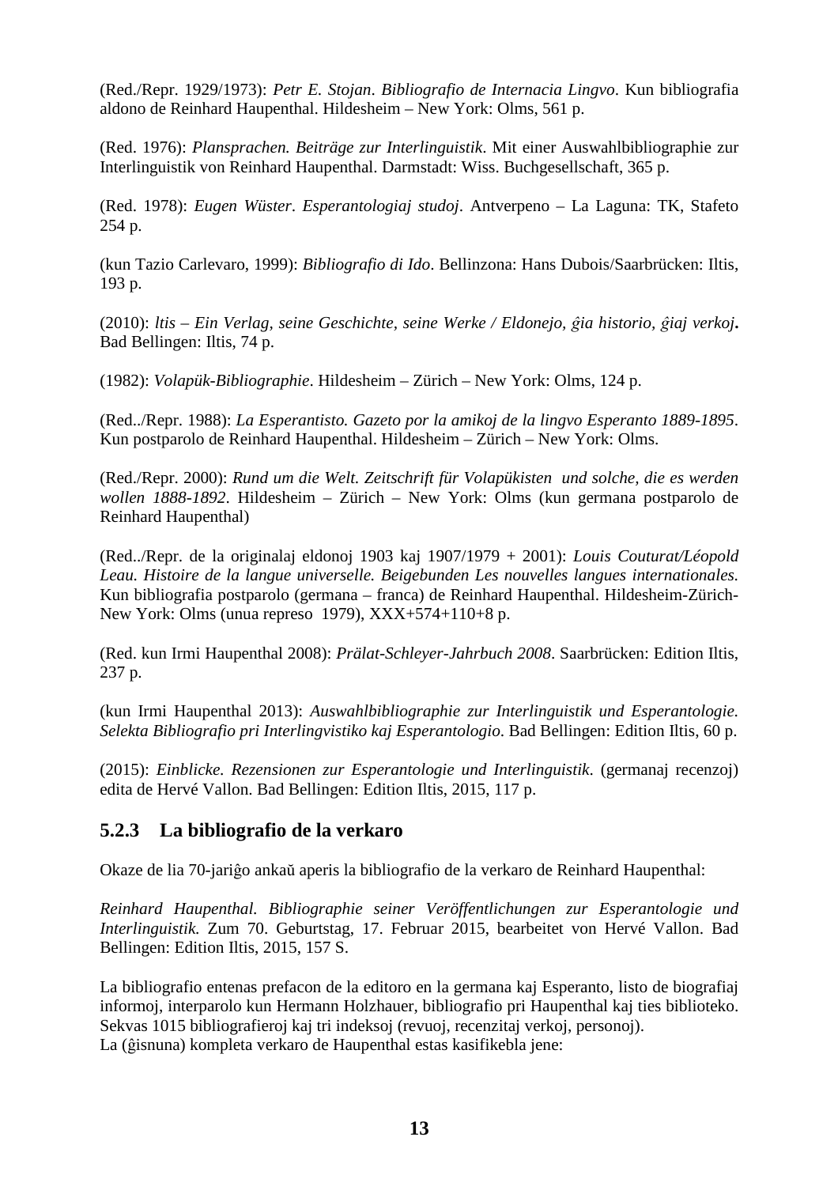(Red./Repr. 1929/1973): *Petr E. Stojan*. *Bibliografio de Internacia Lingvo*. Kun bibliografia aldono de Reinhard Haupenthal. Hildesheim – New York: Olms, 561 p.

(Red. 1976): *Plansprachen. Beiträge zur Interlinguistik*. Mit einer Auswahlbibliographie zur Interlinguistik von Reinhard Haupenthal. Darmstadt: Wiss. Buchgesellschaft, 365 p.

(Red. 1978): *Eugen Wüster*. *Esperantologiaj studoj*. Antverpeno – La Laguna: TK, Stafeto 254 p.

(kun Tazio Carlevaro, 1999): *Bibliografio di Ido*. Bellinzona: Hans Dubois/Saarbrücken: Iltis, 193 p.

(2010): *ltis – Ein Verlag, seine Geschichte, seine Werke / Eldonejo, ĝia historio, ĝiaj verkoj***.** Bad Bellingen: Iltis, 74 p.

(1982): *Volapük-Bibliographie*. Hildesheim – Zürich – New York: Olms, 124 p.

(Red../Repr. 1988): *La Esperantisto. Gazeto por la amikoj de la lingvo Esperanto 1889-1895*. Kun postparolo de Reinhard Haupenthal. Hildesheim – Zürich – New York: Olms.

(Red./Repr. 2000): *Rund um die Welt. Zeitschrift für Volapükisten und solche, die es werden wollen 1888-1892*. Hildesheim – Zürich – New York: Olms (kun germana postparolo de Reinhard Haupenthal)

(Red../Repr. de la originalaj eldonoj 1903 kaj 1907/1979 + 2001): *Louis Couturat/Léopold Leau. Histoire de la langue universelle. Beigebunden Les nouvelles langues internationales.* Kun bibliografia postparolo (germana – franca) de Reinhard Haupenthal. Hildesheim-Zürich-New York: Olms (unua represo 1979), XXX+574+110+8 p.

(Red. kun Irmi Haupenthal 2008): *Prälat-Schleyer-Jahrbuch 2008*. Saarbrücken: Edition Iltis, 237 p.

(kun Irmi Haupenthal 2013): *Auswahlbibliographie zur Interlinguistik und Esperantologie. Selekta Bibliografio pri Interlingvistiko kaj Esperantologio*. Bad Bellingen: Edition Iltis, 60 p.

(2015): *Einblicke. Rezensionen zur Esperantologie und Interlinguistik*. (germanaj recenzoj) edita de Hervé Vallon. Bad Bellingen: Edition Iltis, 2015, 117 p.

### 5.2.3 La bibliografio de la verkaro

Okaze de lia 70-jariĝo ankaŭ aperis la bibliografio de la verkaro de Reinhard Haupenthal:

*Reinhard Haupenthal. Bibliographie seiner Veröffentlichungen zur Esperantologie und Interlinguistik.* Zum 70. Geburtstag, 17. Februar 2015, bearbeitet von Hervé Vallon. Bad Bellingen: Edition Iltis, 2015, 157 S.

La bibliografio entenas prefacon de la editoro en la germana kaj Esperanto, listo de biografiaj informoj, interparolo kun Hermann Holzhauer, bibliografio pri Haupenthal kaj ties biblioteko. Sekvas 1015 bibliografieroj kaj tri indeksoj (revuoj, recenzitaj verkoj, personoj).
La (ĝisnuna) kompleta verkaro de Haupenthal estas kasifikebla jene: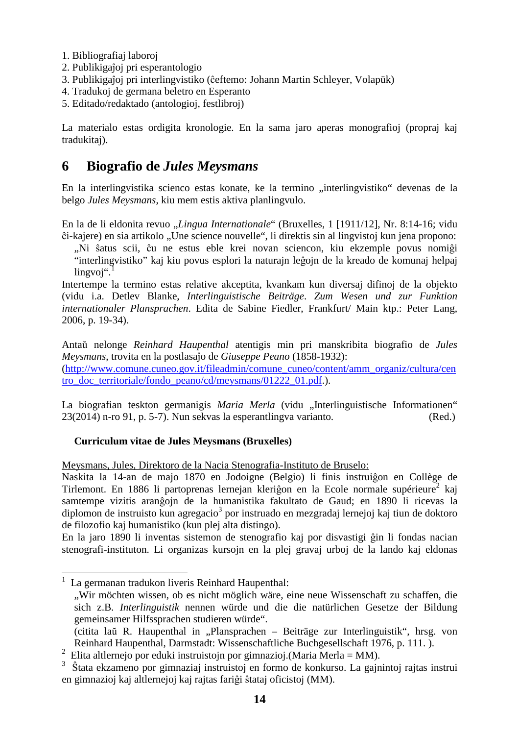1. Bibliografiaj laboroj
2. Publikigaĵoj pri esperantologio
3. Publikigaĵoj pri interlingvistiko (ĉeftemo: Johann Martin Schleyer, Volapük)
4. Tradukoj de germana beletro en Esperanto
5. Editado/redaktado (antologioj, festlibroj)

La materialo estas ordigita kronologie. En la sama jaro aperas monografioj (propraj kaj tradukitaj).

# 6 Biografio de *Jules Meysmans*

En la interlingvistika scienco estas konate, ke la termino „interlingvistiko" devenas de la belgo *Jules Meysmans*, kiu mem estis aktiva planlingvulo.

En la de li eldonita revuo „*Lingua Internationale*" (Bruxelles, 1 [1911/12], Nr. 8:14-16; vidu ĉi-kajere) en sia artikolo „Une science nouvelle", li direktis sin al lingvistoj kun jena propono:

> „Ni ŝatus scii, ĉu ne estus eble krei novan sciencon, kiu ekzemple povus nomiĝi "interlingvistiko" kaj kiu povus esplori la naturajn leĝojn de la kreado de komunaj helpaj lingvoj".[1]

Intertempe la termino estas relative akceptita, kvankam kun diversaj difinoj de la objekto (vidu i.a. Detlev Blanke, *Interlinguistische Beiträge*. *Zum Wesen und zur Funktion internationaler Plansprachen*. Edita de Sabine Fiedler, Frankfurt/ Main ktp.: Peter Lang, 2006, p. 19-34).

Antaŭ nelonge *Reinhard Haupenthal* atentigis min pri manskribita biografio de *Jules Meysmans*, trovita en la postlasaĵo de *Giuseppe Peano* (1858-1932):
(http://www.comune.cuneo.gov.it/fileadmin/comune_cuneo/content/amm_organiz/cultura/centro_doc_territoriale/fondo_peano/cd/meysmans/01222_01.pdf.).

La biografian teskton germanigis *Maria Merla* (vidu „Interlinguistische Informationen" 23(2014) n-ro 91, p. 5-7). Nun sekvas la esperantlingva varianto. (Red.)

**Curriculum vitae de Jules Meysmans (Bruxelles)**

Meysmans, Jules, Direktoro de la Nacia Stenografia-Instituto de Bruselo:
Naskita la 14-an de majo 1870 en Jodoigne (Belgio) li finis instruiĝon en Collège de Tirlemont. En 1886 li partoprenas lernejan kleriĝon en la Ecole normale supérieure[2] kaj samtempe vizitis aranĝojn de la humanistika fakultato de Gaud; en 1890 li ricevas la diplomon de instruisto kun agregacio[3] por instruado en mezgradaj lernejoj kaj tiun de doktoro de filozofio kaj humanistiko (kun plej alta distingo).
En la jaro 1890 li inventas sistemon de stenografio kaj por disvastigi ĝin li fondas nacian stenografi-instituton. Li organizas kursojn en la plej gravaj urboj de la lando kaj eldonas

---

[1] La germanan tradukon liveris Reinhard Haupenthal:
„Wir möchten wissen, ob es nicht möglich wäre, eine neue Wissenschaft zu schaffen, die sich z.B. *Interlinguistik* nennen würde und die die natürlichen Gesetze der Bildung gemeinsamer Hilfssprachen studieren würde".
(citita laŭ R. Haupenthal in „Plansprachen – Beiträge zur Interlinguistik", hrsg. von Reinhard Haupenthal, Darmstadt: Wissenschaftliche Buchgesellschaft 1976, p. 111. ).

[2] Elita altlernejo por eduki instruistojn por gimnazioj.(Maria Merla = MM).

[3] Ŝtata ekzameno por gimnaziaj instruistoj en formo de konkurso. La gajnintoj rajtas instrui en gimnazioj kaj altlernejoj kaj rajtas fariĝi ŝtataj oficistoj (MM).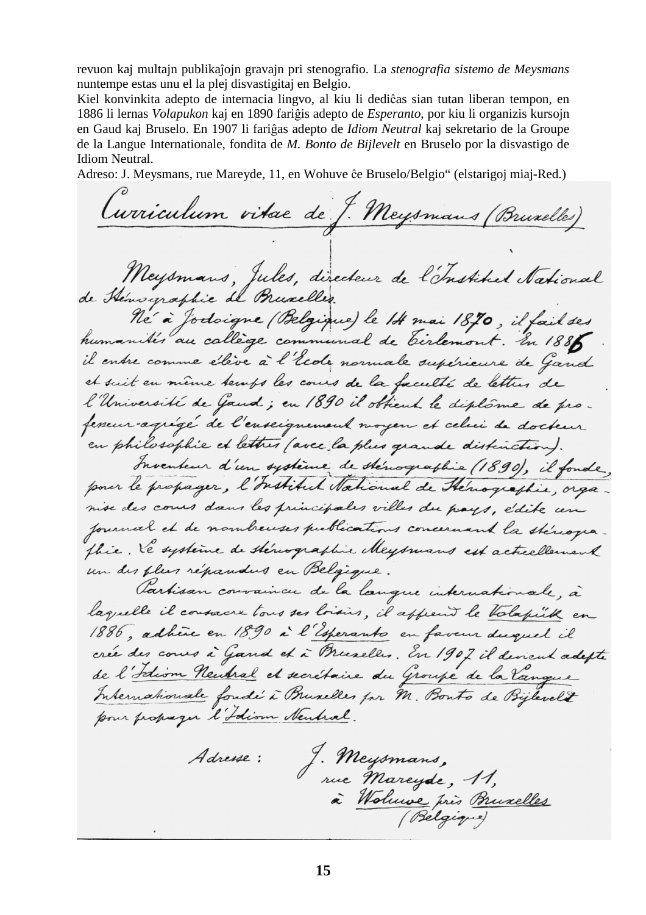revuon kaj multajn publikaĵojn gravajn pri stenografio. La *stenografia sistemo de Meysmans* nuntempe estas unu el la plej disvastigitaj en Belgio.

Kiel konvinkita adepto de internacia lingvo, al kiu li dediĉas sian tutan liberan tempon, en 1886 li lernas *Volapukon* kaj en 1890 fariĝis adepto de *Esperanto*, por kiu li organizis kursojn en Gaud kaj Bruselo. En 1907 li fariĝas adepto de *Idiom Neutral* kaj sekretario de la Groupe de la Langue Internationale, fondita de *M. Bonto de Bijlevelt* en Bruselo por la disvastigo de Idiom Neutral.

Adreso: J. Meysmans, rue Mareyde, 11, en Wohuve ĉe Bruselo/Belgio" (elstarigoj miaj-Red.)

<u>Curriculum vitae de J. Meysmans (Bruxelles)</u>

Meysmans, Jules, directeur de l'Institut National de Sténographie de Bruxelles.

Né à Jodoigne (Belgique) le 14 mai 1870, il fait ses humanités au collège communal de Tirlemont. En 1886 il entre comme élève à l'Ecole normale supérieure de Gand et suit en même temps les cours de la faculté de lettres de l'Université de Gand; en 1890 il obtient le diplôme de professeur-agrégé de l'enseignement moyen et celui de docteur en philosophie et lettres (avec la plus grande distinction).

Inventeur d'un système de sténographie (1890), il fonde, pour le propager, l'Institut National de Sténographie, organise des cours dans les principales villes du pays, édite un journal et de nombreuses publications concernant la sténographie. Le système de sténographie Meysmans est actuellement un des plus répandus en Belgique.

Partisan convaincu de la langue internationale, à laquelle il consacre tous ses loisirs, il apprend le <u>Volapük</u> en 1886, adhère en 1890 à l'<u>Esperanto</u> en faveur duquel il crée des cours à Gand et à Bruxelles. En 1907 il devient adepte de l'<u>Idiom Neutral</u> et secrétaire du <u>Groupe de la Langue Internationale</u> fondé à Bruxelles par M. Bonto de Bijlevelt pour propager l'<u>Idiom Neutral</u>.

Adresse: J. Meysmans,
rue Mareyde, 11,
à <u>Woluwe</u> près <u>Bruxelles</u>
(Belgique)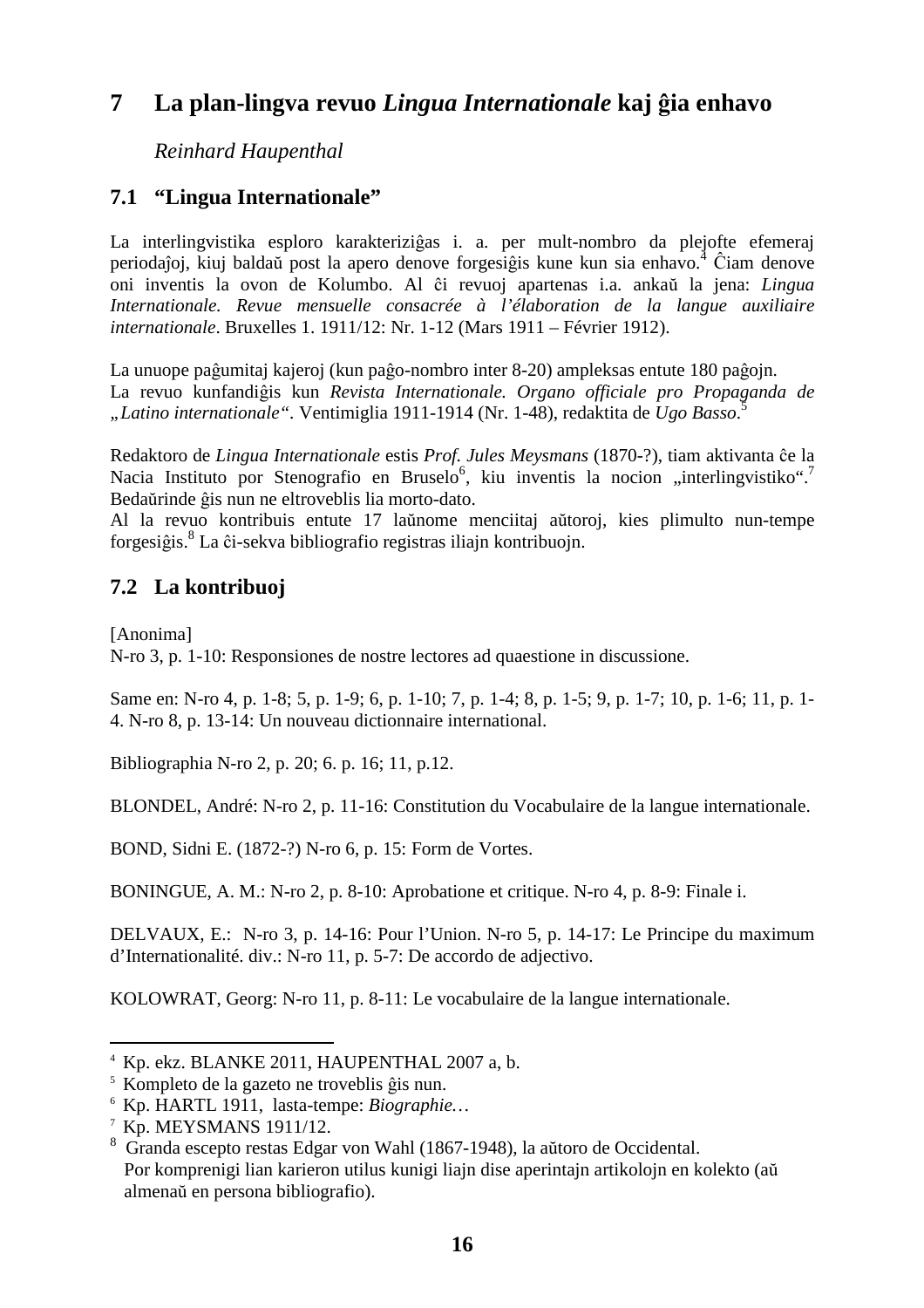# 7 La plan-lingva revuo *Lingua Internationale* kaj ĝia enhavo

*Reinhard Haupenthal*

## 7.1 "Lingua Internationale"

La interlingvistika esploro karakteriziĝas i. a. per mult-nombro da plejofte efemeraj periodaĵoj, kiuj baldaŭ post la apero denove forgesiĝis kune kun sia enhavo.[4] Ĉiam denove oni inventis la ovon de Kolumbo. Al ĉi revuoj apartenas i.a. ankaŭ la jena: *Lingua Internationale. Revue mensuelle consacrée à l'élaboration de la langue auxiliaire internationale*. Bruxelles 1. 1911/12: Nr. 1-12 (Mars 1911 – Février 1912).

La unuope paĝumitaj kajeroj (kun paĝo-nombro inter 8-20) ampleksas entute 180 paĝojn.
La revuo kunfandiĝis kun *Revista Internationale. Organo officiale pro Propaganda de „Latino internationale"*. Ventimiglia 1911-1914 (Nr. 1-48), redaktita de *Ugo Basso*.[5]

Redaktoro de *Lingua Internationale* estis *Prof. Jules Meysmans* (1870-?), tiam aktivanta ĉe la Nacia Instituto por Stenografio en Bruselo[6], kiu inventis la nocion „interlingvistiko".[7] Bedaŭrinde ĝis nun ne eltroveblis lia morto-dato.
Al la revuo kontribuis entute 17 laŭnome menciitaj aŭtoroj, kies plimulto nun-tempe forgesiĝis.[8] La ĉi-sekva bibliografio registras iliajn kontribuojn.

## 7.2 La kontribuoj

[Anonima]
N-ro 3, p. 1-10: Responsiones de nostre lectores ad quaestione in discussione.

Same en: N-ro 4, p. 1-8; 5, p. 1-9; 6, p. 1-10; 7, p. 1-4; 8, p. 1-5; 9, p. 1-7; 10, p. 1-6; 11, p. 1-4. N-ro 8, p. 13-14: Un nouveau dictionnaire international.

Bibliographia N-ro 2, p. 20; 6. p. 16; 11, p.12.

BLONDEL, André: N-ro 2, p. 11-16: Constitution du Vocabulaire de la langue internationale.

BOND, Sidni E. (1872-?) N-ro 6, p. 15: Form de Vortes.

BONINGUE, A. M.: N-ro 2, p. 8-10: Aprobatione et critique. N-ro 4, p. 8-9: Finale i.

DELVAUX, E.: N-ro 3, p. 14-16: Pour l'Union. N-ro 5, p. 14-17: Le Principe du maximum d'Internationalité. div.: N-ro 11, p. 5-7: De accordo de adjectivo.

KOLOWRAT, Georg: N-ro 11, p. 8-11: Le vocabulaire de la langue internationale.

---

[4] Kp. ekz. BLANKE 2011, HAUPENTHAL 2007 a, b.
[5] Kompleto de la gazeto ne troveblis ĝis nun.
[6] Kp. HARTL 1911, lasta-tempe: *Biographie…*
[7] Kp. MEYSMANS 1911/12.
[8] Granda escepto restas Edgar von Wahl (1867-1948), la aŭtoro de Occidental.
Por kompreniĝi lian karieron utilus kunigi liajn dise aperintajn artikolojn en kolekto (aŭ almenaŭ en persona bibliografio).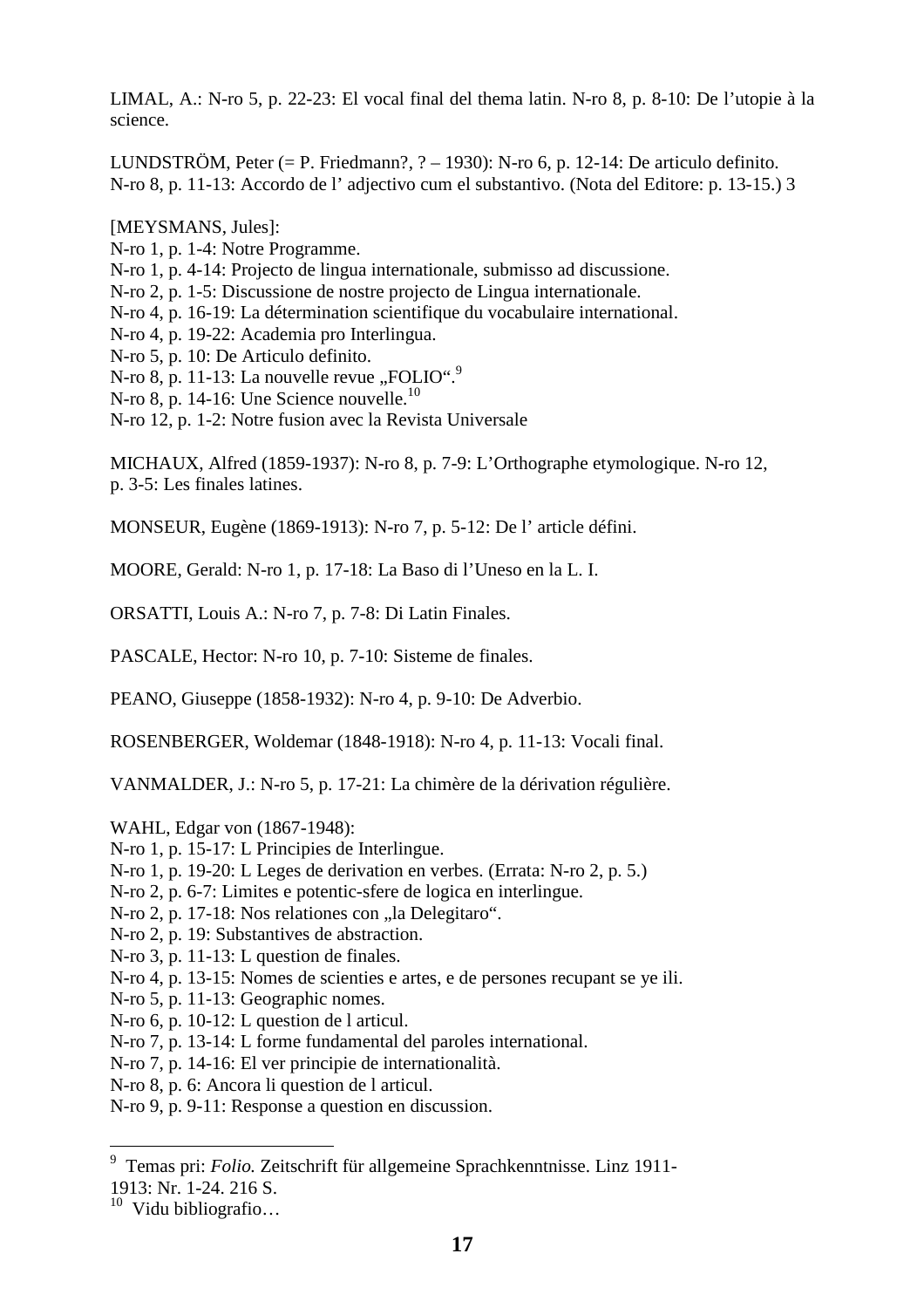LIMAL, A.: N-ro 5, p. 22-23: El vocal final del thema latin. N-ro 8, p. 8-10: De l'utopie à la science.

LUNDSTRÖM, Peter (= P. Friedmann?, ? – 1930): N-ro 6, p. 12-14: De articulo definito. N-ro 8, p. 11-13: Accordo de l' adjectivo cum el substantivo. (Nota del Editore: p. 13-15.) 3

[MEYSMANS, Jules]:
N-ro 1, p. 1-4: Notre Programme.
N-ro 1, p. 4-14: Projecto de lingua internationale, submisso ad discussione.
N-ro 2, p. 1-5: Discussione de nostre projecto de Lingua internationale.
N-ro 4, p. 16-19: La détermination scientifique du vocabulaire international.
N-ro 4, p. 19-22: Academia pro Interlingua.
N-ro 5, p. 10: De Articulo definito.
N-ro 8, p. 11-13: La nouvelle revue „FOLIO".[9]
N-ro 8, p. 14-16: Une Science nouvelle.[10]
N-ro 12, p. 1-2: Notre fusion avec la Revista Universale

MICHAUX, Alfred (1859-1937): N-ro 8, p. 7-9: L'Orthographe etymologique. N-ro 12, p. 3-5: Les finales latines.

MONSEUR, Eugène (1869-1913): N-ro 7, p. 5-12: De l' article défini.

MOORE, Gerald: N-ro 1, p. 17-18: La Baso di l'Uneso en la L. I.

ORSATTI, Louis A.: N-ro 7, p. 7-8: Di Latin Finales.

PASCALE, Hector: N-ro 10, p. 7-10: Sisteme de finales.

PEANO, Giuseppe (1858-1932): N-ro 4, p. 9-10: De Adverbio.

ROSENBERGER, Woldemar (1848-1918): N-ro 4, p. 11-13: Vocali final.

VANMALDER, J.: N-ro 5, p. 17-21: La chimère de la dérivation régulière.

WAHL, Edgar von (1867-1948):
N-ro 1, p. 15-17: L Principies de Interlingue.
N-ro 1, p. 19-20: L Leges de derivation en verbes. (Errata: N-ro 2, p. 5.)
N-ro 2, p. 6-7: Limites e potentic-sfere de logica en interlingue.
N-ro 2, p. 17-18: Nos relationes con „la Delegitaro".
N-ro 2, p. 19: Substantives de abstraction.
N-ro 3, p. 11-13: L question de finales.
N-ro 4, p. 13-15: Nomes de scienties e artes, e de persones recupant se ye ili.
N-ro 5, p. 11-13: Geographic nomes.
N-ro 6, p. 10-12: L question de l articul.
N-ro 7, p. 13-14: L forme fundamental del paroles international.
N-ro 7, p. 14-16: El ver principie de internationalità.
N-ro 8, p. 6: Ancora li question de l articul.
N-ro 9, p. 9-11: Response a question en discussion.

---

[9] Temas pri: *Folio.* Zeitschrift für allgemeine Sprachkenntnisse. Linz 1911-1913: Nr. 1-24. 216 S.

[10] Vidu bibliografio…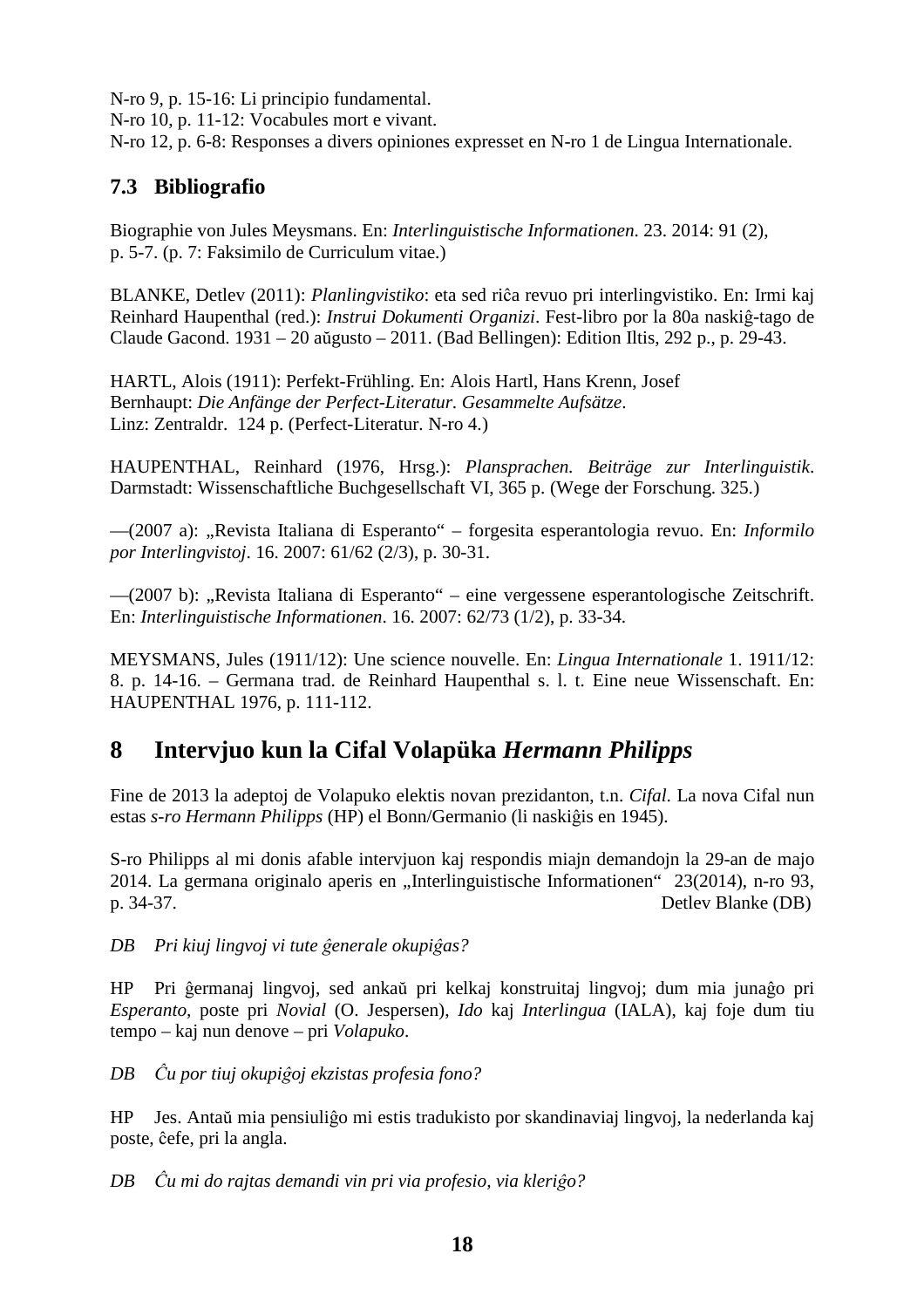N-ro 9, p. 15-16: Li principio fundamental.
N-ro 10, p. 11-12: Vocabules mort e vivant.
N-ro 12, p. 6-8: Responses a divers opiniones expresset en N-ro 1 de Lingua Internationale.

### 7.3 Bibliografio

Biographie von Jules Meysmans. En: *Interlinguistische Informationen*. 23. 2014: 91 (2), p. 5-7. (p. 7: Faksimilo de Curriculum vitae.)

BLANKE, Detlev (2011): *Planlingvistiko*: eta sed riĉa revuo pri interlingvistiko. En: Irmi kaj Reinhard Haupenthal (red.): *Instrui Dokumenti Organizi*. Fest-libro por la 80a naskiĝ-tago de Claude Gacond. 1931 – 20 aŭgusto – 2011. (Bad Bellingen): Edition Iltis, 292 p., p. 29-43.

HARTL, Alois (1911): Perfekt-Frühling. En: Alois Hartl, Hans Krenn, Josef Bernhaupt: *Die Anfänge der Perfect-Literatur. Gesammelte Aufsätze*. Linz: Zentraldr. 124 p. (Perfect-Literatur. N-ro 4.)

HAUPENTHAL, Reinhard (1976, Hrsg.): *Plansprachen. Beiträge zur Interlinguistik*. Darmstadt: Wissenschaftliche Buchgesellschaft VI, 365 p. (Wege der Forschung. 325.)

—(2007 a): „Revista Italiana di Esperanto“ – forgesita esperantologia revuo. En: *Informilo por Interlingvistoj*. 16. 2007: 61/62 (2/3), p. 30-31.

—(2007 b): „Revista Italiana di Esperanto“ – eine vergessene esperantologische Zeitschrift. En: *Interlinguistische Informationen*. 16. 2007: 62/73 (1/2), p. 33-34.

MEYSMANS, Jules (1911/12): Une science nouvelle. En: *Lingua Internationale* 1. 1911/12: 8. p. 14-16. – Germana trad. de Reinhard Haupenthal s. l. t. Eine neue Wissenschaft. En: HAUPENTHAL 1976, p. 111-112.

## 8 Intervjuo kun la Cifal Volapüka *Hermann Philipps*

Fine de 2013 la adeptoj de Volapuko elektis novan prezidanton, t.n. *Cifal*. La nova Cifal nun estas *s-ro Hermann Philipps* (HP) el Bonn/Germanio (li naskiĝis en 1945).

S-ro Philipps al mi donis afable intervjuon kaj respondis miajn demandojn la 29-an de majo 2014. La germana originalo aperis en „Interlinguistische Informationen“ 23(2014), n-ro 93, p. 34-37. Detlev Blanke (DB)

*DB Pri kiuj lingvoj vi tute ĝenerale okupiĝas?*

HP Pri ĝermanaj lingvoj, sed ankaŭ pri kelkaj konstruitaj lingvoj; dum mia junaĝo pri *Esperanto*, poste pri *Novial* (O. Jespersen), *Ido* kaj *Interlingua* (IALA), kaj foje dum tiu tempo – kaj nun denove – pri *Volapuko*.

*DB Ĉu por tiuj okupiĝoj ekzistas profesia fono?*

HP Jes. Antaŭ mia pensiuliĝo mi estis tradukisto por skandinaviaj lingvoj, la nederlanda kaj poste, ĉefe, pri la angla.

*DB Ĉu mi do rajtas demandi vin pri via profesio, via kleriĝo?*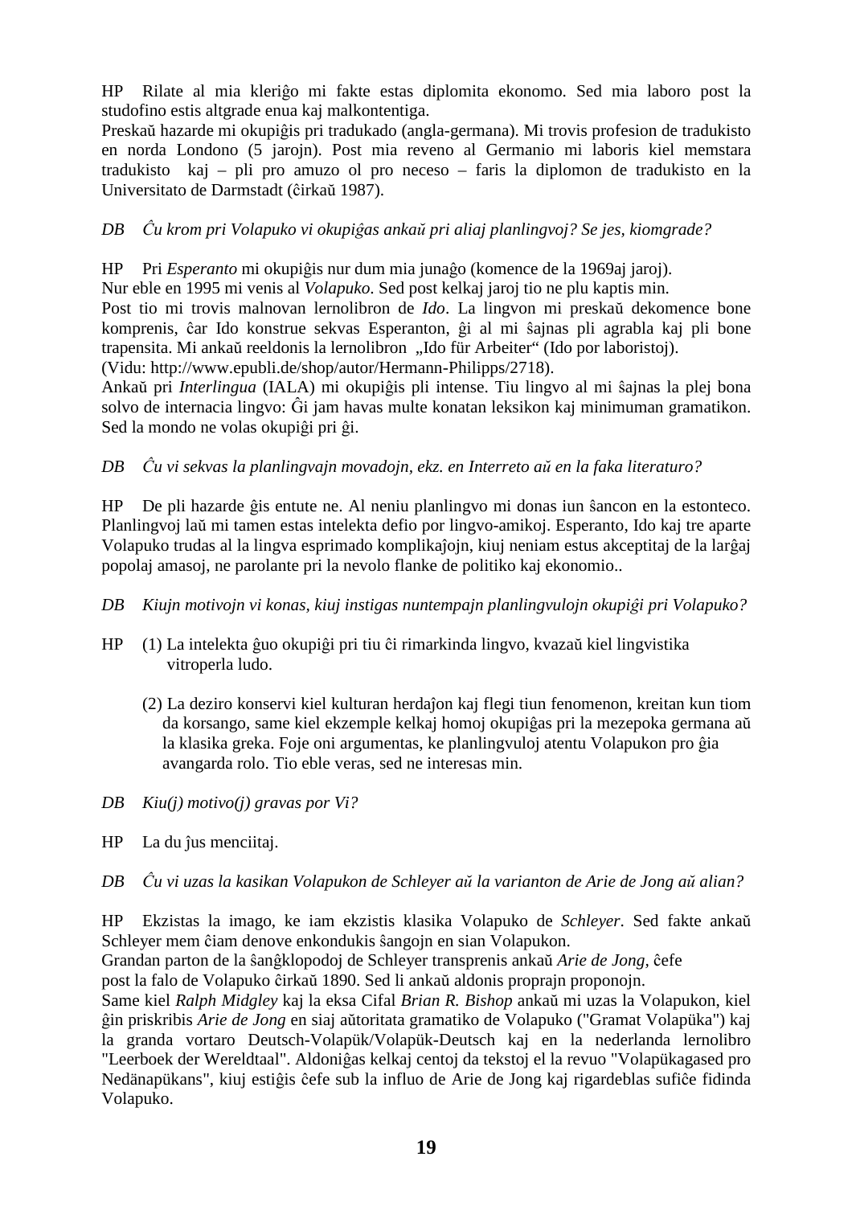HP Rilate al mia kleriĝo mi fakte estas diplomita ekonomo. Sed mia laboro post la studofino estis altgrade enua kaj malkontentiga.
Preskaŭ hazarde mi okupiĝis pri tradukado (angla-germana). Mi trovis profesion de tradukisto en norda Londono (5 jarojn). Post mia reveno al Germanio mi laboris kiel memstara tradukisto kaj – pli pro amuzo ol pro neceso – faris la diplomon de tradukisto en la Universitato de Darmstadt (ĉirkaŭ 1987).

*DB Ĉu krom pri Volapuko vi okupiĝas ankaŭ pri aliaj planlingvoj? Se jes, kiomgrade?*

HP Pri *Esperanto* mi okupiĝis nur dum mia junaĝo (komence de la 1969aj jaroj).
Nur eble en 1995 mi venis al *Volapuko*. Sed post kelkaj jaroj tio ne plu kaptis min.
Post tio mi trovis malnovan lernolibron de *Ido*. La lingvon mi preskaŭ dekomence bone komprenis, ĉar Ido konstrue sekvas Esperanton, ĝi al mi ŝajnas pli agrabla kaj pli bone trapensita. Mi ankaŭ reeldonis la lernolibron „Ido für Arbeiter" (Ido por laboristoj).
(Vidu: http://www.epubli.de/shop/autor/Hermann-Philipps/2718).
Ankaŭ pri *Interlingua* (IALA) mi okupiĝis pli intense. Tiu lingvo al mi ŝajnas la plej bona solvo de internacia lingvo: Ĝi jam havas multe konatan leksikon kaj minimuman gramatikon. Sed la mondo ne volas okupiĝi pri ĝi.

*DB Ĉu vi sekvas la planlingvajn movadojn, ekz. en Interreto aŭ en la faka literaturo?*

HP De pli hazarde ĝis entute ne. Al neniu planlingvo mi donas iun ŝancon en la estonteco. Planlingvoj laŭ mi tamen estas intelekta defio por lingvo-amikoj. Esperanto, Ido kaj tre aparte Volapuko trudas al la lingva esprimado komplikaĵojn, kiuj neniam estus akceptitaj de la larĝaj popolaj amasoj, ne parolante pri la nevolo flanke de politiko kaj ekonomio..

*DB Kiujn motivojn vi konas, kiuj instigas nuntempajn planlingvulojn okupiĝi pri Volapuko?*

HP (1) La intelekta ĝuo okupiĝi pri tiu ĉi rimarkinda lingvo, kvazaŭ kiel lingvistika vitroperla ludo.

(2) La deziro konservi kiel kulturan herdaĵon kaj flegi tiun fenomenon, kreitan kun tiom da korsango, same kiel ekzemple kelkaj homoj okupiĝas pri la mezepoka germana aŭ la klasika greka. Foje oni argumentas, ke planlingvuloj atentu Volapukon pro ĝia avangarda rolo. Tio eble veras, sed ne interesas min.

*DB Kiu(j) motivo(j) gravas por Vi?*

HP La du ĵus menciitaj.

*DB Ĉu vi uzas la kasikan Volapukon de Schleyer aŭ la varianton de Arie de Jong aŭ alian?*

HP Ekzistas la imago, ke iam ekzistis klasika Volapuko de *Schleyer*. Sed fakte ankaŭ Schleyer mem ĉiam denove enkondukis ŝangojn en sian Volapukon.
Grandan parton de la ŝanĝklopodoj de Schleyer transprenis ankaŭ *Arie de Jong*, ĉefe post la falo de Volapuko ĉirkaŭ 1890. Sed li ankaŭ aldonis proprajn proponojn.
Same kiel *Ralph Midgley* kaj la eksa Cifal *Brian R. Bishop* ankaŭ mi uzas la Volapukon, kiel ĝin priskribis *Arie de Jong* en siaj aŭtoritata gramatiko de Volapuko ("Gramat Volapüka") kaj la granda vortaro Deutsch-Volapük/Volapük-Deutsch kaj en la nederlanda lernolibro "Leerboek der Wereldtaal". Aldoniĝas kelkaj centoj da tekstoj el la revuo "Volapükagased pro Nedänapükans", kiuj estiĝis ĉefe sub la influo de Arie de Jong kaj rigardeblas sufiĉe fidinda Volapuko.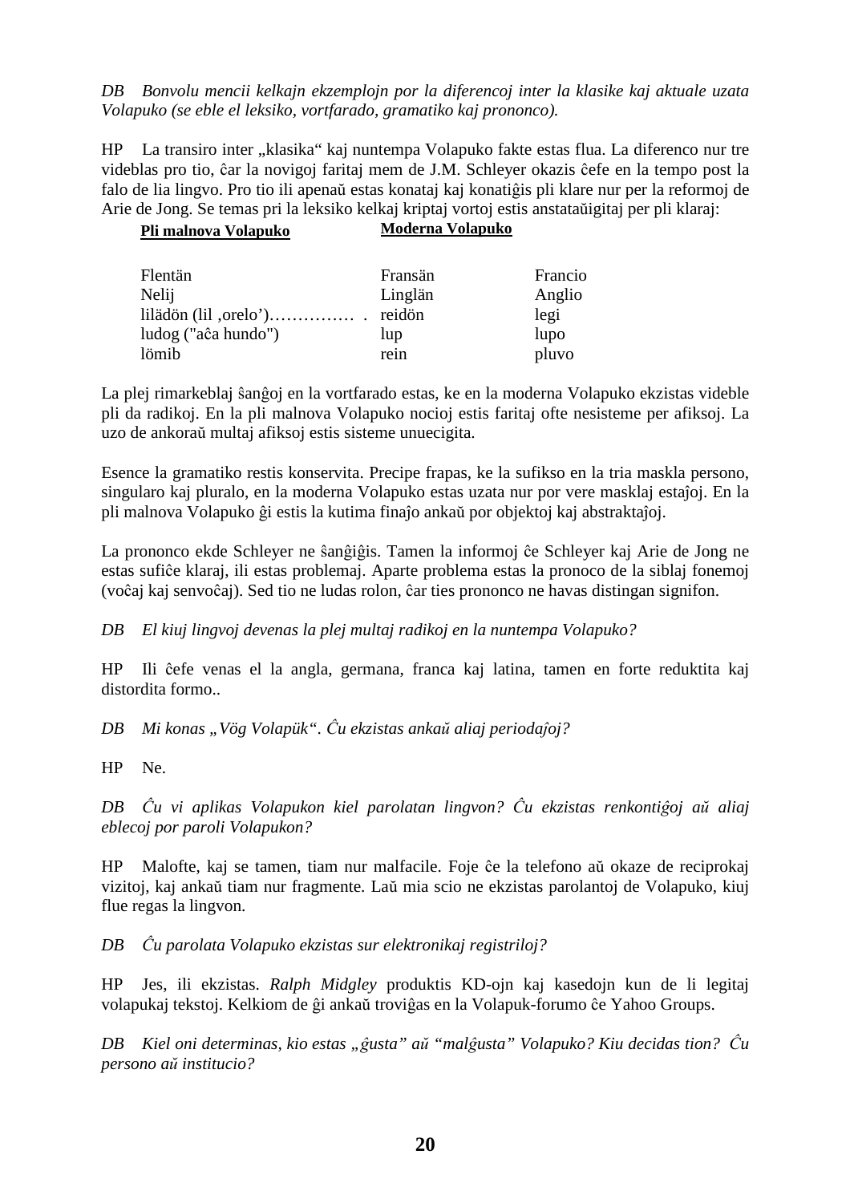*DB Bonvolu mencii kelkajn ekzemplojn por la diferencoj inter la klasike kaj aktuale uzata Volapuko (se eble el leksiko, vortfarado, gramatiko kaj prononco).*

HP La transiro inter „klasika" kaj nuntempa Volapuko fakte estas flua. La diferenco nur tre videblas pro tio, ĉar la novigoj faritaj mem de J.M. Schleyer okazis ĉefe en la tempo post la falo de lia lingvo. Pro tio ili apenaŭ estas konataj kaj konatiĝis pli klare nur per la reformoj de Arie de Jong. Se temas pri la leksiko kelkaj kriptaj vortoj estis anstataŭigitaj per pli klaraj:

| **Pli malnova Volapuko** | **Moderna Volapuko** | |
|---|---|---|
| Flentän | Fransän | Francio |
| Nelij | Linglän | Anglio |
| lilädön (lil ‚orelo')…………… . | reidön | legi |
| ludog ("aĉa hundo") | lup | lupo |
| lömib | rein | pluvo |

La plej rimarkeblaj ŝanĝoj en la vortfarado estas, ke en la moderna Volapuko ekzistas videble pli da radikoj. En la pli malnova Volapuko nocioj estis faritaj ofte nesisteme per afiksoj. La uzo de ankoraŭ multaj afiksoj estis sisteme unuecigita.

Esence la gramatiko restis konservita. Precipe frapas, ke la sufikso en la tria maskla persono, singularo kaj pluralo, en la moderna Volapuko estas uzata nur por vere masklaj estaĵoj. En la pli malnova Volapuko ĝi estis la kutima finaĵo ankaŭ por objektoj kaj abstraktaĵoj.

La prononco ekde Schleyer ne ŝanĝiĝis. Tamen la informoj ĉe Schleyer kaj Arie de Jong ne estas sufiĉe klaraj, ili estas problemaj. Aparte problema estas la pronoco de la siblaj fonemoj (voĉaj kaj senvoĉaj). Sed tio ne ludas rolon, ĉar ties prononco ne havas distingan signifon.

*DB El kiuj lingvoj devenas la plej multaj radikoj en la nuntempa Volapuko?*

HP Ili ĉefe venas el la angla, germana, franca kaj latina, tamen en forte reduktita kaj distordita formo..

*DB Mi konas „Vög Volapük". Ĉu ekzistas ankaŭ aliaj periodaĵoj?*

HP Ne.

*DB Ĉu vi aplikas Volapukon kiel parolatan lingvon? Ĉu ekzistas renkontiĝoj aŭ aliaj eblecoj por paroli Volapukon?*

HP Malofte, kaj se tamen, tiam nur malfacile. Foje ĉe la telefono aŭ okaze de reciprokaj vizitoj, kaj ankaŭ tiam nur fragmente. Laŭ mia scio ne ekzistas parolantoj de Volapuko, kiuj flue regas la lingvon.

*DB Ĉu parolata Volapuko ekzistas sur elektronikaj registriloj?*

HP Jes, ili ekzistas. *Ralph Midgley* produktis KD-ojn kaj kasedojn kun de li legitaj volapukaj tekstoj. Kelkiom de ĝi ankaŭ troviĝas en la Volapuk-forumo ĉe Yahoo Groups.

*DB Kiel oni determinas, kio estas „ĝusta" aŭ "malĝusta" Volapuko? Kiu decidas tion? Ĉu persono aŭ institucio?*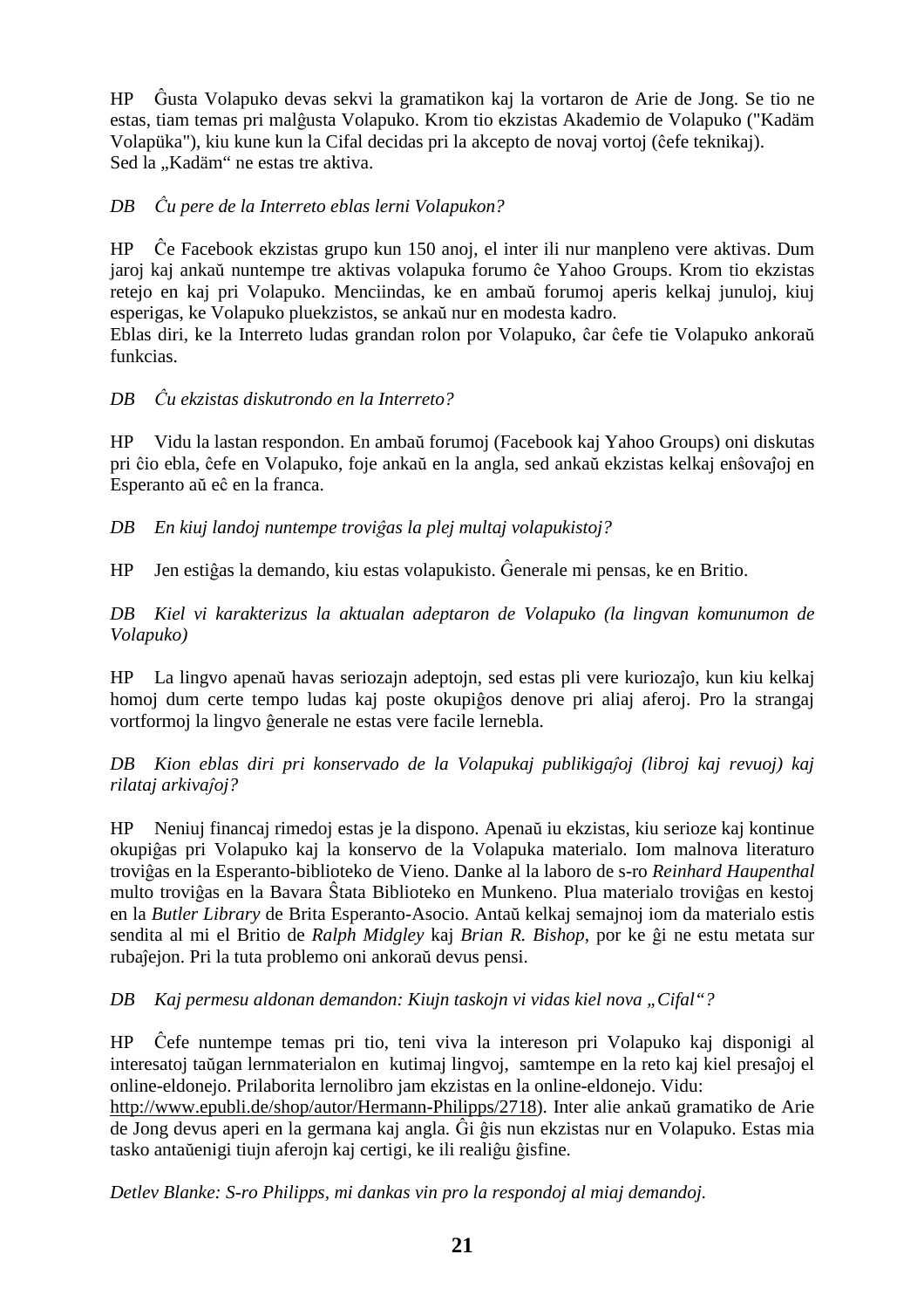HP Ĝusta Volapuko devas sekvi la gramatikon kaj la vortaron de Arie de Jong. Se tio ne estas, tiam temas pri malĝusta Volapuko. Krom tio ekzistas Akademio de Volapuko ("Kadäm Volapüka"), kiu kune kun la Cifal decidas pri la akcepto de novaj vortoj (ĉefe teknikaj). Sed la „Kadäm“ ne estas tre aktiva.

*DB Ĉu pere de la Interreto eblas lerni Volapukon?*

HP Ĉe Facebook ekzistas grupo kun 150 anoj, el inter ili nur manpleno vere aktivas. Dum jaroj kaj ankaŭ nuntempe tre aktivas volapuka forumo ĉe Yahoo Groups. Krom tio ekzistas retejo en kaj pri Volapuko. Menciindas, ke en ambaŭ forumoj aperis kelkaj junuloj, kiuj esperigas, ke Volapuko pluekzistos, se ankaŭ nur en modesta kadro.
Eblas diri, ke la Interreto ludas grandan rolon por Volapuko, ĉar ĉefe tie Volapuko ankoraŭ funkcias.

*DB Ĉu ekzistas diskutrondo en la Interreto?*

HP Vidu la lastan respondon. En ambaŭ forumoj (Facebook kaj Yahoo Groups) oni diskutas pri ĉio ebla, ĉefe en Volapuko, foje ankaŭ en la angla, sed ankaŭ ekzistas kelkaj enŝovaĵoj en Esperanto aŭ eĉ en la franca.

*DB En kiuj landoj nuntempe troviĝas la plej multaj volapukistoj?*

HP Jen estiĝas la demando, kiu estas volapukisto. Ĝenerale mi pensas, ke en Britio.

*DB Kiel vi karakterizus la aktualan adeptaron de Volapuko (la lingvan komunumon de Volapuko)*

HP La lingvo apenaŭ havas seriozajn adeptojn, sed estas pli vere kuriozaĵo, kun kiu kelkaj homoj dum certe tempo ludas kaj poste okupiĝos denove pri aliaj aferoj. Pro la strangaj vortformoj la lingvo ĝenerale ne estas vere facile lernebla.

*DB Kion eblas diri pri konservado de la Volapukaj publikigaĵoj (libroj kaj revuoj) kaj rilataj arkivaĵoj?*

HP Neniuj financaj rimedoj estas je la dispono. Apenaŭ iu ekzistas, kiu serioze kaj kontinue okupiĝas pri Volapuko kaj la konservo de la Volapuka materialo. Iom malnova literaturo troviĝas en la Esperanto-biblioteko de Vieno. Danke al la laboro de s-ro *Reinhard Haupenthal* multo troviĝas en la Bavara Ŝtata Biblioteko en Munkeno. Plua materialo troviĝas en kestoj en la *Butler Library* de Brita Esperanto-Asocio. Antaŭ kelkaj semajnoj iom da materialo estis sendita al mi el Britio de *Ralph Midgley* kaj *Brian R. Bishop*, por ke ĝi ne estu metata sur rubaĵejon. Pri la tuta problemo oni ankoraŭ devus pensi.

*DB Kaj permesu aldonan demandon: Kiujn taskojn vi vidas kiel nova „Cifal“?*

HP Ĉefe nuntempe temas pri tio, teni viva la intereson pri Volapuko kaj disponigi al interesatoj taŭgan lernmaterialon en kutimaj lingvoj, samtempe en la reto kaj kiel presaĵoj el online-eldonejo. Prilaborita lernolibro jam ekzistas en la online-eldonejo. Vidu: http://www.epubli.de/shop/autor/Hermann-Philipps/2718). Inter alie ankaŭ gramatiko de Arie de Jong devus aperi en la germana kaj angla. Ĝi ĝis nun ekzistas nur en Volapuko. Estas mia tasko antaŭenigi tiujn aferojn kaj certigi, ke ili realiĝu ĝisfine.

*Detlev Blanke: S-ro Philipps, mi dankas vin pro la respondoj al miaj demandoj.*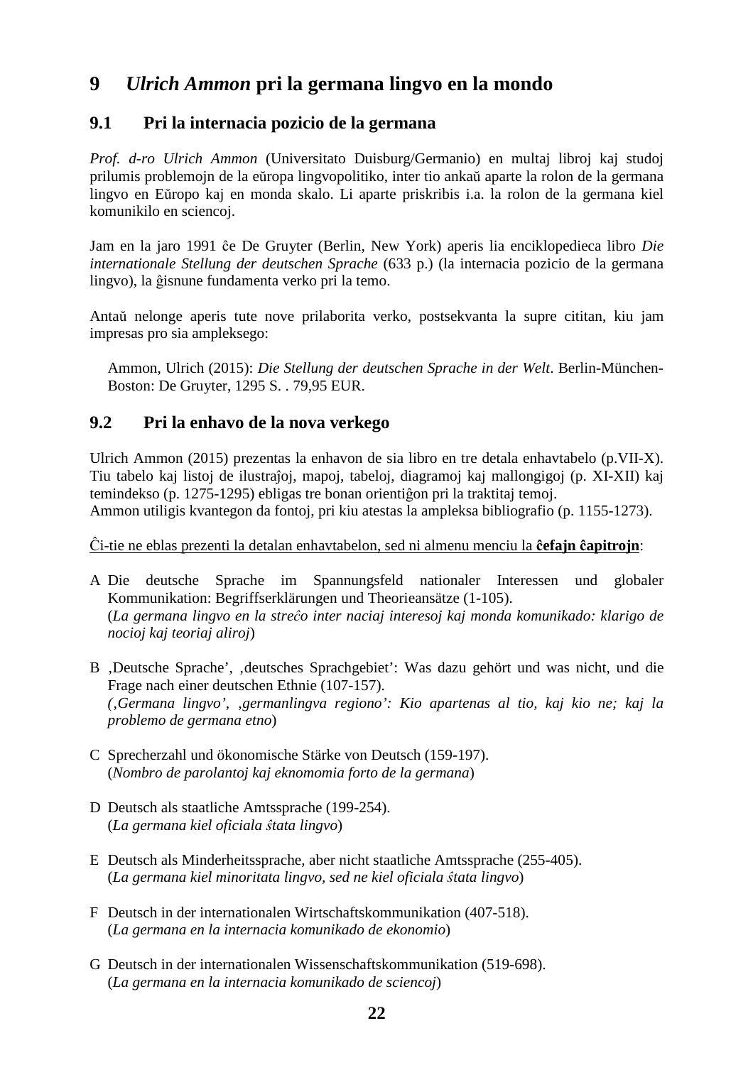## 9 *Ulrich Ammon* pri la germana lingvo en la mondo

### 9.1 Pri la internacia pozicio de la germana

*Prof. d-ro Ulrich Ammon* (Universitato Duisburg/Germanio) en multaj libroj kaj studoj prilumis problemojn de la eŭropa lingvopolitiko, inter tio ankaŭ aparte la rolon de la germana lingvo en Eŭropo kaj en monda skalo. Li aparte priskribis i.a. la rolon de la germana kiel komunikilo en sciencoj.

Jam en la jaro 1991 ĉe De Gruyter (Berlin, New York) aperis lia enciklopedieca libro *Die internationale Stellung der deutschen Sprache* (633 p.) (la internacia pozicio de la germana lingvo), la ĝisnune fundamenta verko pri la temo.

Antaŭ nelonge aperis tute nove prilaborita verko, postsekvanta la supre cititan, kiu jam impresas pro sia ampleksego:

> Ammon, Ulrich (2015): *Die Stellung der deutschen Sprache in der Welt*. Berlin-München-Boston: De Gruyter, 1295 S. . 79,95 EUR.

### 9.2 Pri la enhavo de la nova verkego

Ulrich Ammon (2015) prezentas la enhavon de sia libro en tre detala enhavtabelo (p.VII-X). Tiu tabelo kaj listoj de ilustraĵoj, mapoj, tabeloj, diagramoj kaj mallongigoj (p. XI-XII) kaj temindekso (p. 1275-1295) ebligas tre bonan orientiĝon pri la traktitaj temoj.
Ammon utiligis kvantegon da fontoj, pri kiu atestas la ampleksa bibliografio (p. 1155-1273).

Ĉi-tie ne eblas prezenti la detalan enhavtabelon, sed ni almenu menciu la **ĉefajn ĉapitrojn**:

A Die deutsche Sprache im Spannungsfeld nationaler Interessen und globaler Kommunikation: Begriffserklärungen und Theorieansätze (1-105).
(*La germana lingvo en la streĉo inter naciaj interesoj kaj monda komunikado: klarigo de nocioj kaj teoriaj aliroj*)

B ‚Deutsche Sprache', ‚deutsches Sprachgebiet': Was dazu gehört und was nicht, und die Frage nach einer deutschen Ethnie (107-157).
(*‚Germana lingvo', ‚germanlingva regiono': Kio apartenas al tio, kaj kio ne; kaj la problemo de germana etno*)

C Sprecherzahl und ökonomische Stärke von Deutsch (159-197).
(*Nombro de parolantoj kaj eknomomia forto de la germana*)

D Deutsch als staatliche Amtssprache (199-254).
(*La germana kiel oficiala ŝtata lingvo*)

E Deutsch als Minderheitssprache, aber nicht staatliche Amtssprache (255-405).
(*La germana kiel minoritata lingvo, sed ne kiel oficiala ŝtata lingvo*)

F Deutsch in der internationalen Wirtschaftskommunikation (407-518).
(*La germana en la internacia komunikado de ekonomio*)

G Deutsch in der internationalen Wissenschaftskommunikation (519-698).
(*La germana en la internacia komunikado de sciencoj*)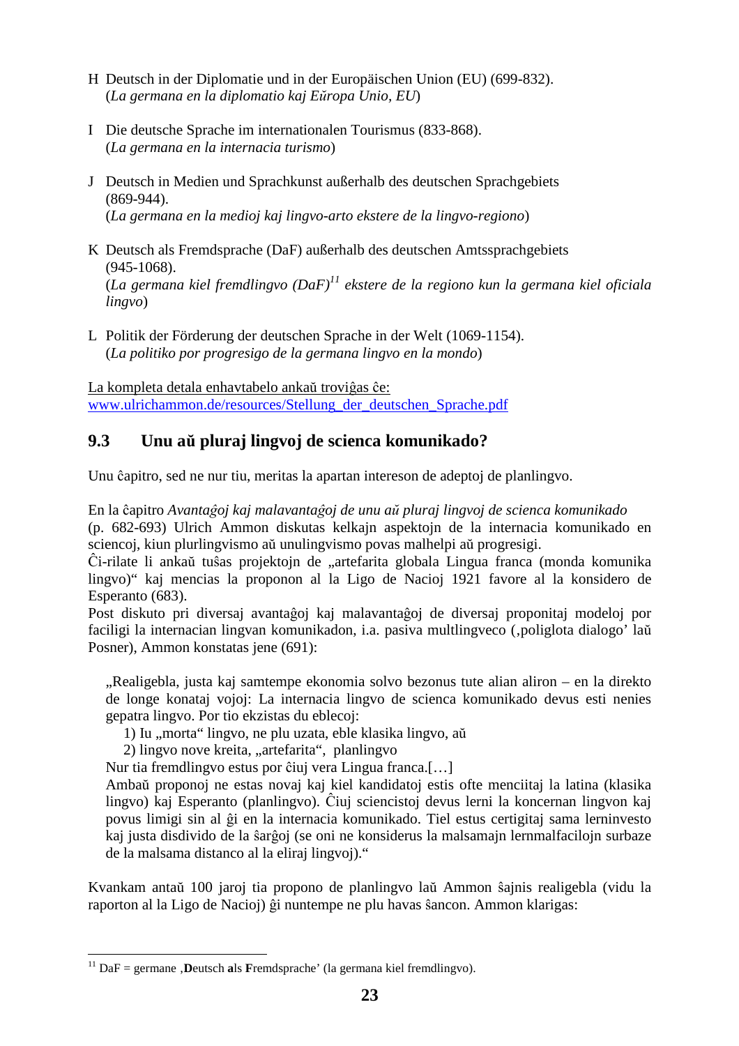H Deutsch in der Diplomatie und in der Europäischen Union (EU) (699-832).
(*La germana en la diplomatio kaj Eŭropa Unio, EU*)

I Die deutsche Sprache im internationalen Tourismus (833-868).
(*La germana en la internacia turismo*)

J Deutsch in Medien und Sprachkunst außerhalb des deutschen Sprachgebiets (869-944).
(*La germana en la medioj kaj lingvo-arto ekstere de la lingvo-regiono*)

K Deutsch als Fremdsprache (DaF) außerhalb des deutschen Amtssprachgebiets (945-1068).
(*La germana kiel fremdlingvo (DaF)*[11] *ekstere de la regiono kun la germana kiel oficiala lingvo*)

L Politik der Förderung der deutschen Sprache in der Welt (1069-1154).
(*La politiko por progresigo de la germana lingvo en la mondo*)

La kompleta detala enhavtabelo ankaŭ troviĝas ĉe:
www.ulrichammon.de/resources/Stellung_der_deutschen_Sprache.pdf

## 9.3 Unu aŭ pluraj lingvoj de scienca komunikado?

Unu ĉapitro, sed ne nur tiu, meritas la apartan intereson de adeptoj de planlingvo.

En la ĉapitro *Avantaĝoj kaj malavantaĝoj de unu aŭ pluraj lingvoj de scienca komunikado* (p. 682-693) Ulrich Ammon diskutas kelkajn aspektojn de la internacia komunikado en sciencoj, kiun plurlingvismo aŭ unulingvismo povas malhelpi aŭ progresigi.
Ĉi-rilate li ankaŭ tuŝas projektojn de „artefarita globala Lingua franca (monda komunika lingvo)" kaj mencias la proponon al la Ligo de Nacioj 1921 favore al la konsidero de Esperanto (683).
Post diskuto pri diversaj avantaĝoj kaj malavantaĝoj de diversaj proponitaj modeloj por faciligi la internacian lingvan komunikadon, i.a. pasiva multlingveco (‚poliglota dialogo' laŭ Posner), Ammon konstatas jene (691):

> „Realigebla, justa kaj samtempe ekonomia solvo bezonus tute alian aliron – en la direkto de longe konataj vojoj: La internacia lingvo de scienca komunikado devus esti nenies gepatra lingvo. Por tio ekzistas du eblecoj:
> 1) Iu „morta" lingvo, ne plu uzata, eble klasika lingvo, aŭ
> 2) lingvo nove kreita, „artefarita", planlingvo
> Nur tia fremdlingvo estus por ĉiuj vera Lingua franca.[…]
> Ambaŭ proponoj ne estas novaj kaj kiel kandidatoj estis ofte menciitaj la latina (klasika lingvo) kaj Esperanto (planlingvo). Ĉiuj sciencistoj devus lerni la koncernan lingvon kaj povus limigi sin al ĝi en la internacia komunikado. Tiel estus certigitaj sama lerninvesto kaj justa disdivido de la ŝarĝoj (se oni ne konsiderus la malsamajn lernmalfacilojn surbaze de la malsama distanco al la eliraj lingvoj)."

Kvankam antaŭ 100 jaroj tia propono de planlingvo laŭ Ammon ŝajnis realigebla (vidu la raporton al la Ligo de Nacioj) ĝi nuntempe ne plu havas ŝancon. Ammon klarigas:

---

[11] DaF = germane ‚**D**eutsch **a**ls **F**remdsprache' (la germana kiel fremdlingvo).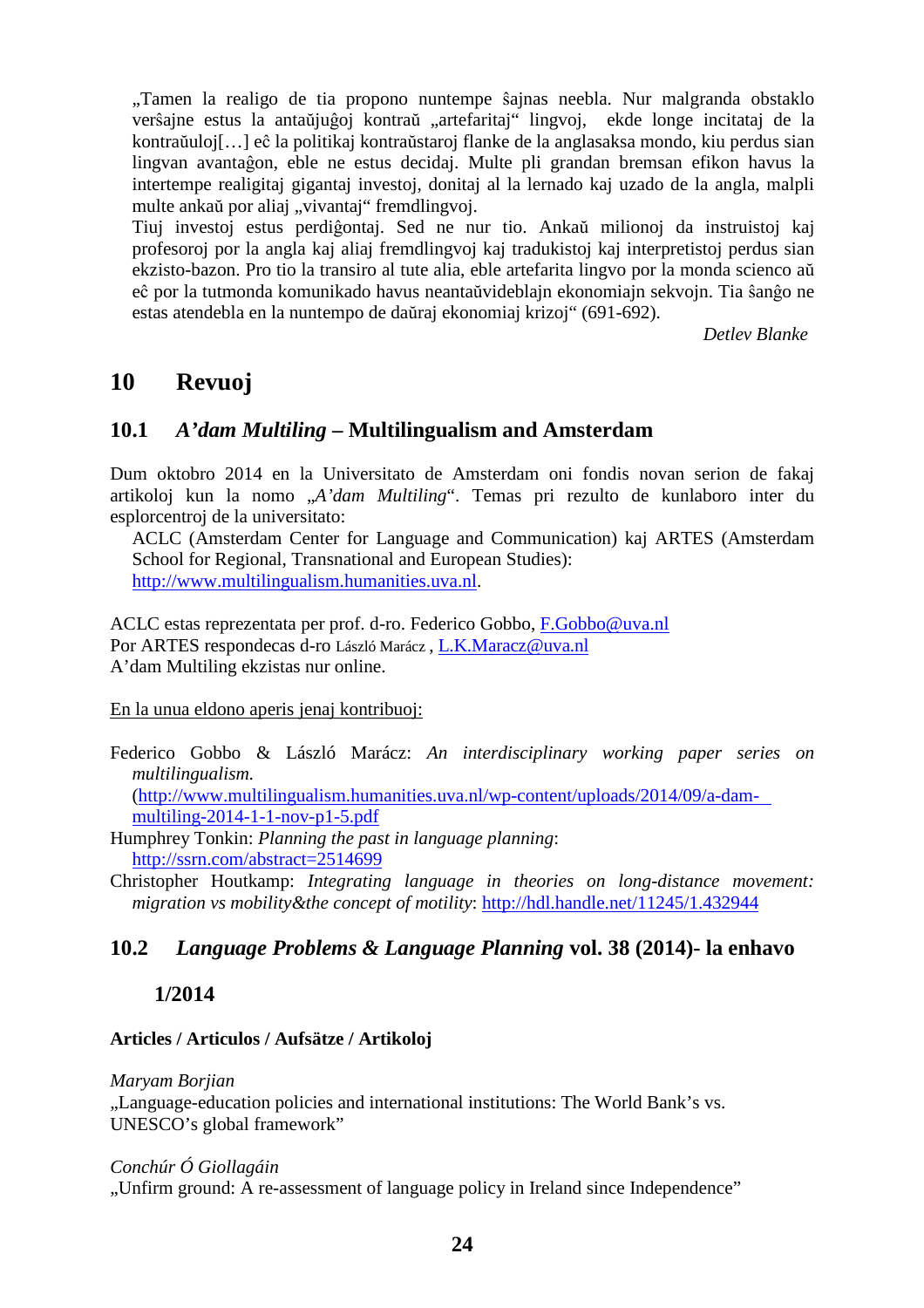„Tamen la realigo de tia propono nuntempe ŝajnas neebla. Nur malgranda obstaklo verŝajne estus la antaŭjuĝoj kontraŭ „artefaritaj“ lingvoj, ekde longe incitataj de la kontraŭuloj[…] eĉ la politikaj kontraŭstaroj flanke de la anglasaksa mondo, kiu perdus sian lingvan avantaĝon, eble ne estus decidaj. Multe pli grandan bremsan efikon havus la intertempe realigitaj gigantaj investoj, donitaj al la lernado kaj uzado de la angla, malpli multe ankaŭ por aliaj „vivantaj“ fremdlingvoj.
Tiuj investoj estus perdiĝontaj. Sed ne nur tio. Ankaŭ milionoj da instruistoj kaj profesoroj por la angla kaj aliaj fremdlingvoj kaj tradukistoj kaj interpretistoj perdus sian ekzisto-bazon. Pro tio la transiro al tute alia, eble artefarita lingvo por la monda scienco aŭ eĉ por la tutmonda komunikado havus neantaŭvideblajn ekonomiajn sekvojn. Tia ŝanĝo ne estas atendebla en la nuntempo de daŭraj ekonomiaj krizoj“ (691-692).

*Detlev Blanke*

# 10 Revuoj

## 10.1 *A'dam Multiling* – Multilingualism and Amsterdam

Dum oktobro 2014 en la Universitato de Amsterdam oni fondis novan serion de fakaj artikoloj kun la nomo „*A'dam Multiling*“. Temas pri rezulto de kunlaboro inter du esplorcentroj de la universitato:

ACLC (Amsterdam Center for Language and Communication) kaj ARTES (Amsterdam School for Regional, Transnational and European Studies): http://www.multilingualism.humanities.uva.nl.

ACLC estas reprezentata per prof. d-ro. Federico Gobbo, F.Gobbo@uva.nl
Por ARTES respondecas d-ro László Marácz , L.K.Maracz@uva.nl
A'dam Multiling ekzistas nur online.

En la unua eldono aperis jenaj kontribuoj:

Federico Gobbo & László Marácz: *An interdisciplinary working paper series on multilingualism.* (http://www.multilingualism.humanities.uva.nl/wp-content/uploads/2014/09/a-dam-multiling-2014-1-1-nov-p1-5.pdf

Humphrey Tonkin: *Planning the past in language planning*: http://ssrn.com/abstract=2514699

Christopher Houtkamp: *Integrating language in theories on long-distance movement: migration vs mobility&the concept of motility*: http://hdl.handle.net/11245/1.432944

## 10.2 *Language Problems & Language Planning* vol. 38 (2014)- la enhavo

### 1/2014

**Articles / Articulos / Aufsätze / Artikoloj**

*Maryam Borjian*
„Language-education policies and international institutions: The World Bank's vs. UNESCO's global framework”

*Conchúr Ó Giollagáin*
„Unfirm ground: A re-assessment of language policy in Ireland since Independence”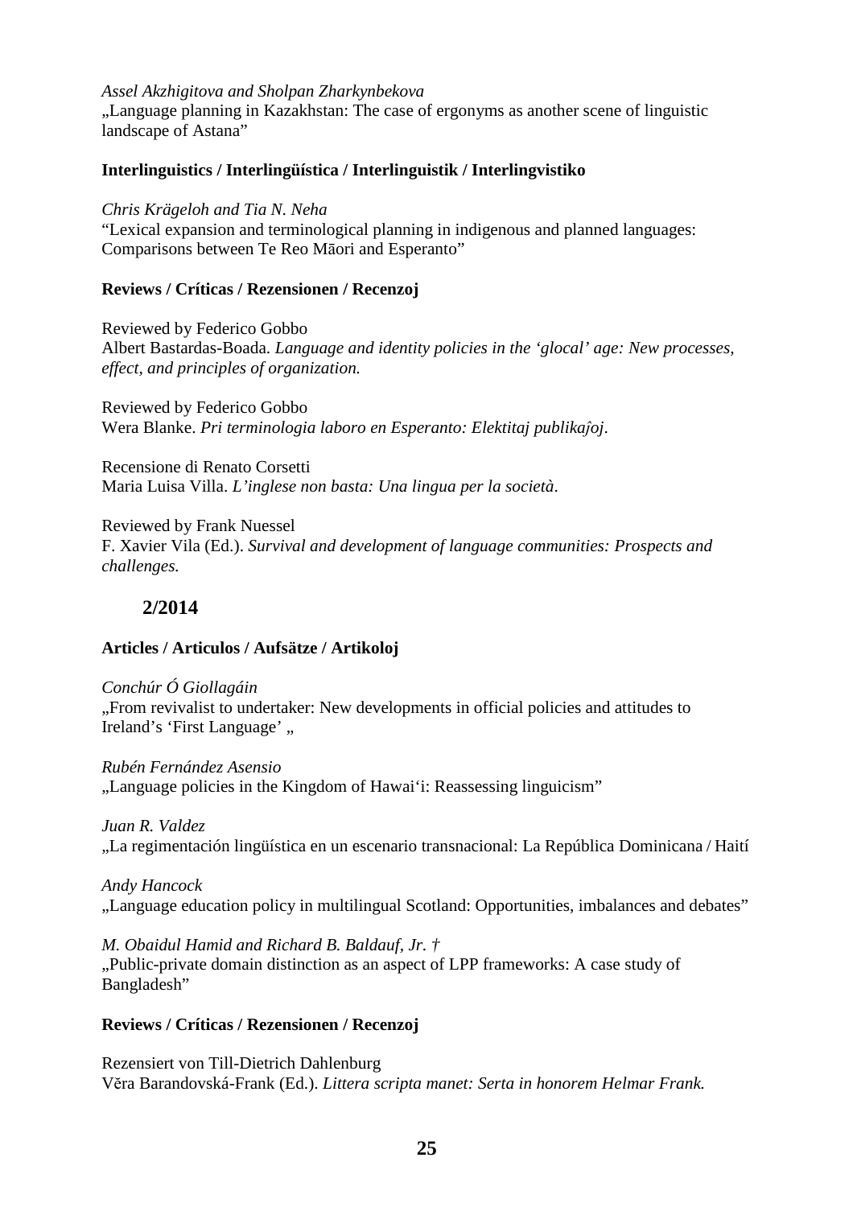*Assel Akzhigitova and Sholpan Zharkynbekova*
„Language planning in Kazakhstan: The case of ergonyms as another scene of linguistic landscape of Astana"

**Interlinguistics / Interlingüística / Interlinguistik / Interlingvistiko**

*Chris Krägeloh and Tia N. Neha*
"Lexical expansion and terminological planning in indigenous and planned languages: Comparisons between Te Reo Māori and Esperanto"

**Reviews / Críticas / Rezensionen / Recenzoj**

Reviewed by Federico Gobbo
Albert Bastardas-Boada. *Language and identity policies in the 'glocal' age: New processes, effect, and principles of organization.*

Reviewed by Federico Gobbo
Wera Blanke. *Pri terminologia laboro en Esperanto: Elektitaj publikaĵoj*.

Recensione di Renato Corsetti
Maria Luisa Villa. *L'inglese non basta: Una lingua per la società*.

Reviewed by Frank Nuessel
F. Xavier Vila (Ed.). *Survival and development of language communities: Prospects and challenges.*

## 2/2014

**Articles / Articulos / Aufsätze / Artikoloj**

*Conchúr Ó Giollagáin*
„From revivalist to undertaker: New developments in official policies and attitudes to Ireland's 'First Language' „

*Rubén Fernández Asensio*
„Language policies in the Kingdom of Hawai'i: Reassessing linguicism"

*Juan R. Valdez*
„La regimentación lingüística en un escenario transnacional: La República Dominicana / Haití

*Andy Hancock*
„Language education policy in multilingual Scotland: Opportunities, imbalances and debates"

*M. Obaidul Hamid and Richard B. Baldauf, Jr. †*
„Public-private domain distinction as an aspect of LPP frameworks: A case study of Bangladesh"

**Reviews / Críticas / Rezensionen / Recenzoj**

Rezensiert von Till-Dietrich Dahlenburg
Věra Barandovská-Frank (Ed.). *Littera scripta manet: Serta in honorem Helmar Frank.*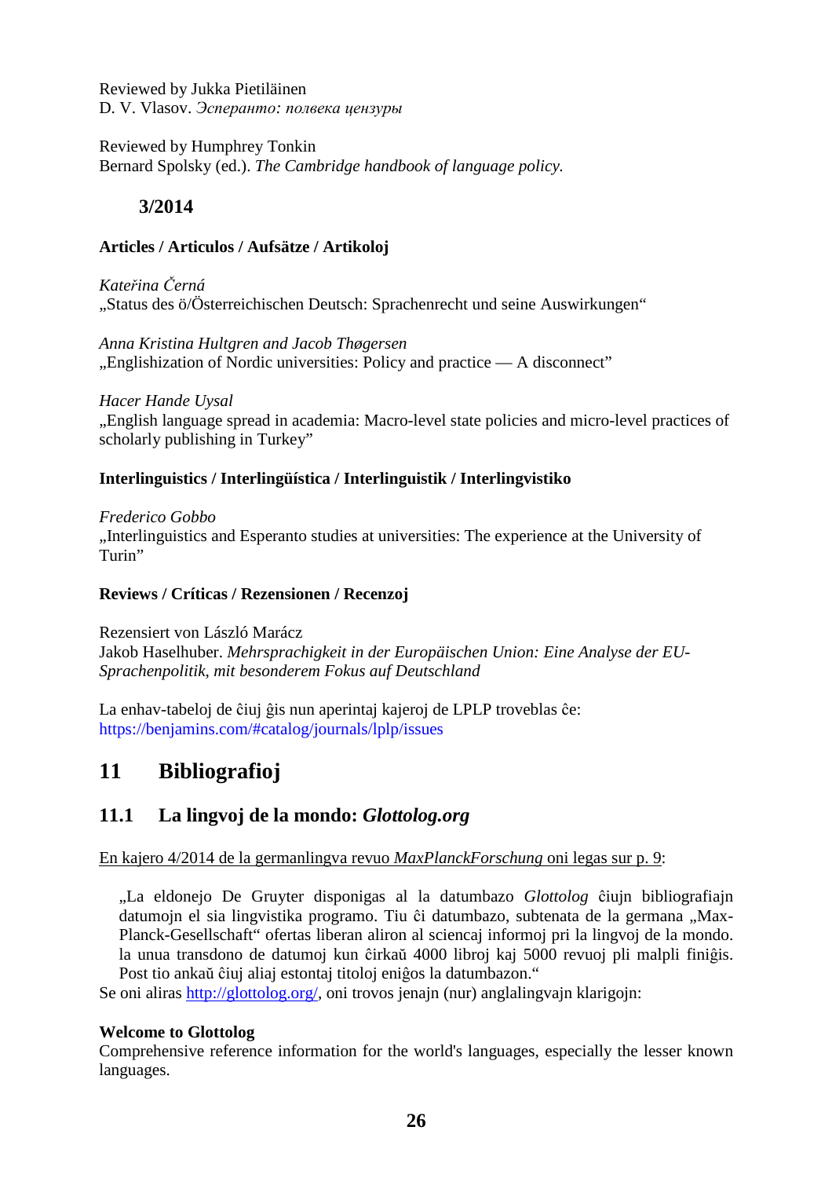Reviewed by Jukka Pietiläinen
D. V. Vlasov. *Эсперанто: полвека цензуры*

Reviewed by Humphrey Tonkin
Bernard Spolsky (ed.). *The Cambridge handbook of language policy.*

### 3/2014

**Articles / Articulos / Aufsätze / Artikoloj**

*Kateřina Černá*
„Status des ö/Österreichischen Deutsch: Sprachenrecht und seine Auswirkungen"

*Anna Kristina Hultgren and Jacob Thøgersen*
„Englishization of Nordic universities: Policy and practice — A disconnect"

*Hacer Hande Uysal*
„English language spread in academia: Macro-level state policies and micro-level practices of scholarly publishing in Turkey"

**Interlinguistics / Interlingüística / Interlinguistik / Interlingvistiko**

*Frederico Gobbo*
„Interlinguistics and Esperanto studies at universities: The experience at the University of Turin"

**Reviews / Críticas / Rezensionen / Recenzoj**

Rezensiert von László Marácz
Jakob Haselhuber. *Mehrsprachigkeit in der Europäischen Union: Eine Analyse der EU-Sprachenpolitik, mit besonderem Fokus auf Deutschland*

La enhav-tabeloj de ĉiuj ĝis nun aperintaj kajeroj de LPLP troveblas ĉe:
https://benjamins.com/#catalog/journals/lplp/issues

# 11 Bibliografioj

## 11.1 La lingvoj de la mondo: *Glottolog.org*

En kajero 4/2014 de la germanlingva revuo *MaxPlanckForschung* oni legas sur p. 9:

> „La eldonejo De Gruyter disponigas al la datumbazo *Glottolog* ĉiujn bibliografiajn datumojn el sia lingvistika programo. Tiu ĉi datumbazo, subtenata de la germana „Max-Planck-Gesellschaft" ofertas liberan aliron al sciencaj informoj pri la lingvoj de la mondo. la unua transdono de datumoj kun ĉirkaŭ 4000 libroj kaj 5000 revuoj pli malpli finiĝis. Post tio ankaŭ ĉiuj aliaj estontaj titoloj eniĝos la datumbazon."

Se oni aliras http://glottolog.org/, oni trovos jenajn (nur) anglalingvajn klarigojn:

**Welcome to Glottolog**
Comprehensive reference information for the world's languages, especially the lesser known languages.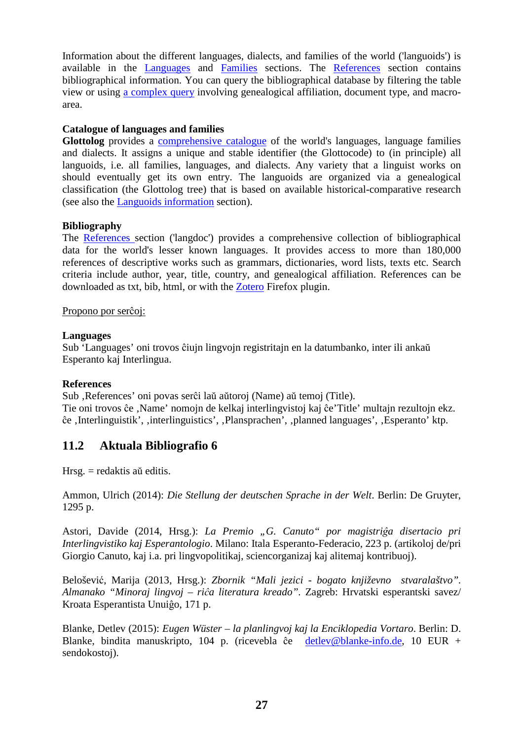Information about the different languages, dialects, and families of the world ('languoids') is available in the Languages and Families sections. The References section contains bibliographical information. You can query the bibliographical database by filtering the table view or using a complex query involving genealogical affiliation, document type, and macro-area.

**Catalogue of languages and families**
**Glottolog** provides a comprehensive catalogue of the world's languages, language families and dialects. It assigns a unique and stable identifier (the Glottocode) to (in principle) all languoids, i.e. all families, languages, and dialects. Any variety that a linguist works on should eventually get its own entry. The languoids are organized via a genealogical classification (the Glottolog tree) that is based on available historical-comparative research (see also the Languoids information section).

**Bibliography**
The References section ('langdoc') provides a comprehensive collection of bibliographical data for the world's lesser known languages. It provides access to more than 180,000 references of descriptive works such as grammars, dictionaries, word lists, texts etc. Search criteria include author, year, title, country, and genealogical affiliation. References can be downloaded as txt, bib, html, or with the Zotero Firefox plugin.

Propono por serĉoj:

**Languages**
Sub 'Languages' oni trovos ĉiujn lingvojn registritajn en la datumbanko, inter ili ankaŭ Esperanto kaj Interlingua.

**References**
Sub ‚References' oni povas serĉi laŭ aŭtoroj (Name) aŭ temoj (Title).
Tie oni trovos ĉe ‚Name' nomojn de kelkaj interlingvistoj kaj ĉe'Title' multajn rezultojn ekz. ĉe ‚Interlinguistik', ‚interlinguistics', ‚Plansprachen', ‚planned languages', ‚Esperanto' ktp.

## 11.2 Aktuala Bibliografio 6

Hrsg. = redaktis aŭ editis.

Ammon, Ulrich (2014): *Die Stellung der deutschen Sprache in der Welt*. Berlin: De Gruyter, 1295 p.

Astori, Davide (2014, Hrsg.): *La Premio „G. Canuto" por magistriĝa disertacio pri Interlingvistiko kaj Esperantologio*. Milano: Itala Esperanto-Federacio, 223 p. (artikoloj de/pri Giorgio Canuto, kaj i.a. pri lingvopolitikaj, sciencorganizaj kaj alitemaj kontribuoj).

Belošević, Marija (2013, Hrsg.): *Zbornik "Mali jezici - bogato književno stvaralaštvo". Almanako "Minoraj lingvoj – riĉa literatura kreado"*. Zagreb: Hrvatski esperantski savez/ Kroata Esperantista Unuiĝo, 171 p.

Blanke, Detlev (2015): *Eugen Wüster – la planlingvoj kaj la Enciklopedia Vortaro*. Berlin: D. Blanke, bindita manuskripto, 104 p. (ricevebla ĉe detlev@blanke-info.de, 10 EUR + sendokostoj).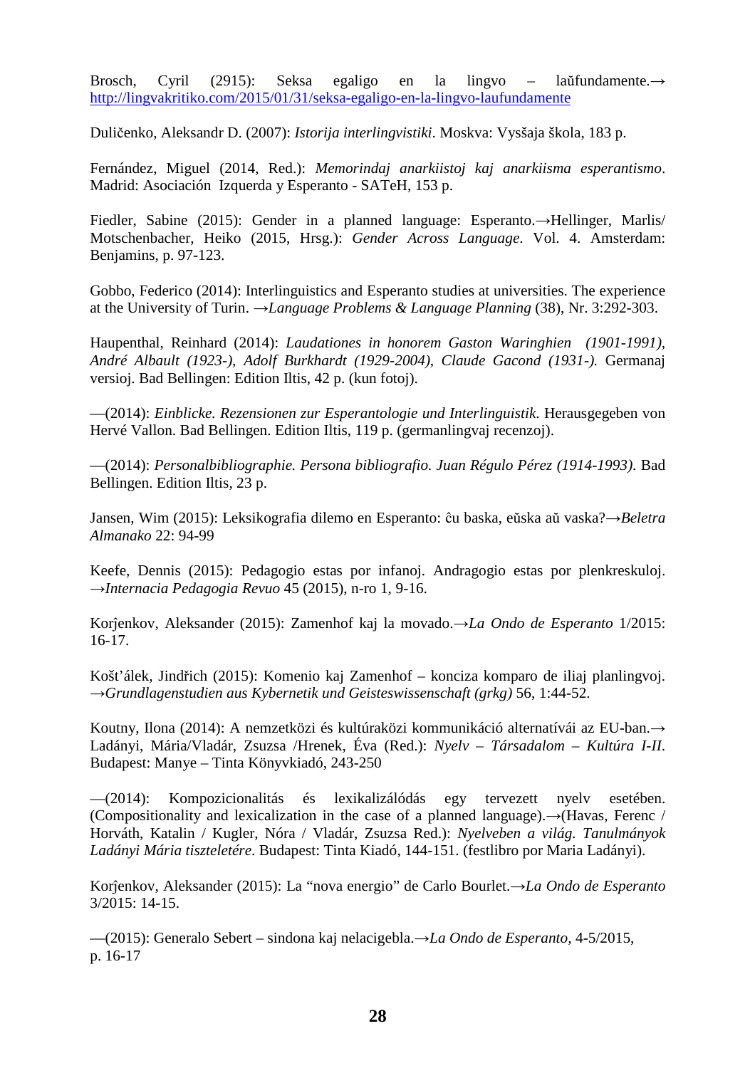Brosch, Cyril (2915): Seksa egaligo en la lingvo – laŭfundamente.→ http://lingvakritiko.com/2015/01/31/seksa-egaligo-en-la-lingvo-laufundamente

Duličenko, Aleksandr D. (2007): *Istorija interlingvistiki*. Moskva: Vysšaja škola, 183 p.

Fernández, Miguel (2014, Red.): *Memorindaj anarkiistoj kaj anarkiisma esperantismo*. Madrid: Asociación Izquerda y Esperanto - SATeH, 153 p.

Fiedler, Sabine (2015): Gender in a planned language: Esperanto.→Hellinger, Marlis/ Motschenbacher, Heiko (2015, Hrsg.): *Gender Across Language*. Vol. 4. Amsterdam: Benjamins, p. 97-123.

Gobbo, Federico (2014): Interlinguistics and Esperanto studies at universities. The experience at the University of Turin. →*Language Problems & Language Planning* (38), Nr. 3:292-303.

Haupenthal, Reinhard (2014): *Laudationes in honorem Gaston Waringhien (1901-1991), André Albault (1923-), Adolf Burkhardt (1929-2004), Claude Gacond (1931-).* Germanaj versioj. Bad Bellingen: Edition Iltis, 42 p. (kun fotoj).

—(2014): *Einblicke. Rezensionen zur Esperantologie und Interlinguistik.* Herausgegeben von Hervé Vallon. Bad Bellingen. Edition Iltis, 119 p. (germanlingvaj recenzoj).

—(2014): *Personalbibliographie. Persona bibliografio. Juan Régulo Pérez (1914-1993)*. Bad Bellingen. Edition Iltis, 23 p.

Jansen, Wim (2015): Leksikografia dilemo en Esperanto: ĉu baska, eŭska aŭ vaska?→*Beletra Almanako* 22: 94-99

Keefe, Dennis (2015): Pedagogio estas por infanoj. Andragogio estas por plenkreskuloj. →*Internacia Pedagogia Revuo* 45 (2015), n-ro 1, 9-16.

Korĵenkov, Aleksander (2015): Zamenhof kaj la movado.→*La Ondo de Esperanto* 1/2015: 16-17.

Košťálek, Jindřich (2015): Komenio kaj Zamenhof – konciza komparo de iliaj planlingvoj. →*Grundlagenstudien aus Kybernetik und Geisteswissenschaft (grkg)* 56, 1:44-52.

Koutny, Ilona (2014): A nemzetközi és kultúraközi kommunikáció alternatívái az EU-ban.→ Ladányi, Mária/Vladár, Zsuzsa /Hrenek, Éva (Red.): *Nyelv – Társadalom – Kultúra I-II*. Budapest: Manye – Tinta Könyvkiadó, 243-250

—(2014): Kompozicionalitás és lexikalizálódás egy tervezett nyelv esetében. (Compositionality and lexicalization in the case of a planned language).→(Havas, Ferenc / Horváth, Katalin / Kugler, Nóra / Vladár, Zsuzsa Red.): *Nyelvben a világ. Tanulmányok Ladányi Mária tiszteletére*. Budapest: Tinta Kiadó, 144-151. (festlibro por Maria Ladányi).

Korĵenkov, Aleksander (2015): La "nova energio" de Carlo Bourlet.→*La Ondo de Esperanto* 3/2015: 14-15.

—(2015): Generalo Sebert – sindona kaj nelacigebla.→*La Ondo de Esperanto*, 4-5/2015, p. 16-17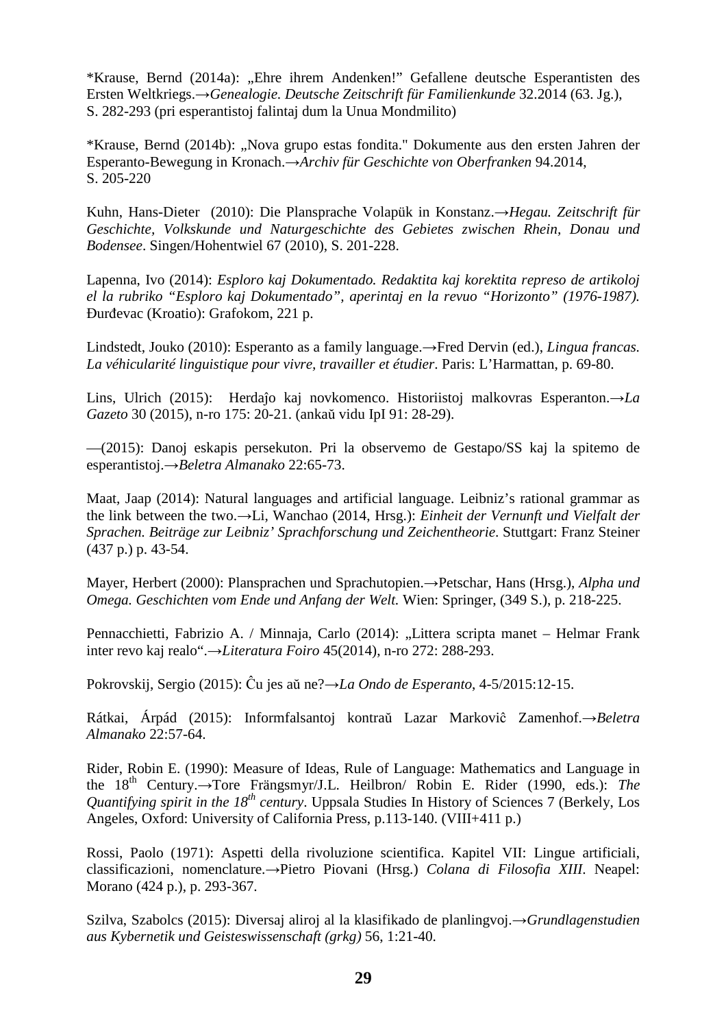*Krause, Bernd (2014a): „Ehre ihrem Andenken!” Gefallene deutsche Esperantisten des Ersten Weltkriegs.→*Genealogie. Deutsche Zeitschrift für Familienkunde* 32.2014 (63. Jg.), S. 282-293 (pri esperantistoj falintaj dum la Unua Mondmilito)

*Krause, Bernd (2014b): „Nova grupo estas fondita." Dokumente aus den ersten Jahren der Esperanto-Bewegung in Kronach.→*Archiv für Geschichte von Oberfranken* 94.2014, S. 205-220

Kuhn, Hans-Dieter (2010): Die Plansprache Volapük in Konstanz.→*Hegau. Zeitschrift für Geschichte, Volkskunde und Naturgeschichte des Gebietes zwischen Rhein, Donau und Bodensee*. Singen/Hohentwiel 67 (2010), S. 201-228.

Lapenna, Ivo (2014): *Esploro kaj Dokumentado. Redaktita kaj korektita represo de artikoloj el la rubriko "Esploro kaj Dokumentado", aperintaj en la revuo "Horizonto" (1976-1987).* Đurđevac (Kroatio): Grafokom, 221 p.

Lindstedt, Jouko (2010): Esperanto as a family language.→Fred Dervin (ed.), *Lingua francas. La véhicularité linguistique pour vivre, travailler et étudier*. Paris: L'Harmattan, p. 69-80.

Lins, Ulrich (2015): Herdaĵo kaj novkomenco. Historiistoj malkovras Esperanton.→*La Gazeto* 30 (2015), n-ro 175: 20-21. (ankaŭ vidu IpI 91: 28-29).

—(2015): Danoj eskapis persekuton. Pri la observemo de Gestapo/SS kaj la spitemo de esperantistoj.→*Beletra Almanako* 22:65-73.

Maat, Jaap (2014): Natural languages and artificial language. Leibniz's rational grammar as the link between the two.→Li, Wanchao (2014, Hrsg.): *Einheit der Vernunft und Vielfalt der Sprachen. Beiträge zur Leibniz' Sprachforschung und Zeichentheorie*. Stuttgart: Franz Steiner (437 p.) p. 43-54.

Mayer, Herbert (2000): Plansprachen und Sprachutopien.→Petschar, Hans (Hrsg.), *Alpha und Omega. Geschichten vom Ende und Anfang der Welt.* Wien: Springer, (349 S.), p. 218-225.

Pennacchietti, Fabrizio A. / Minnaja, Carlo (2014): „Littera scripta manet – Helmar Frank inter revo kaj realo".→*Literatura Foiro* 45(2014), n-ro 272: 288-293.

Pokrovskij, Sergio (2015): Ĉu jes aŭ ne?→*La Ondo de Esperanto*, 4-5/2015:12-15.

Rátkai, Árpád (2015): Informfalsantoj kontraŭ Lazar Markoviĉ Zamenhof.→*Beletra Almanako* 22:57-64.

Rider, Robin E. (1990): Measure of Ideas, Rule of Language: Mathematics and Language in the 18th Century.→Tore Frängsmyr/J.L. Heilbron/ Robin E. Rider (1990, eds.): *The Quantifying spirit in the 18th century*. Uppsala Studies In History of Sciences 7 (Berkely, Los Angeles, Oxford: University of California Press, p.113-140. (VIII+411 p.)

Rossi, Paolo (1971): Aspetti della rivoluzione scientifica. Kapitel VII: Lingue artificiali, classificazioni, nomenclature.→Pietro Piovani (Hrsg.) *Colana di Filosofia XIII*. Neapel: Morano (424 p.), p. 293-367.

Szilva, Szabolcs (2015): Diversaj aliroj al la klasifikado de planlingvoj.→*Grundlagenstudien aus Kybernetik und Geisteswissenschaft (grkg)* 56, 1:21-40.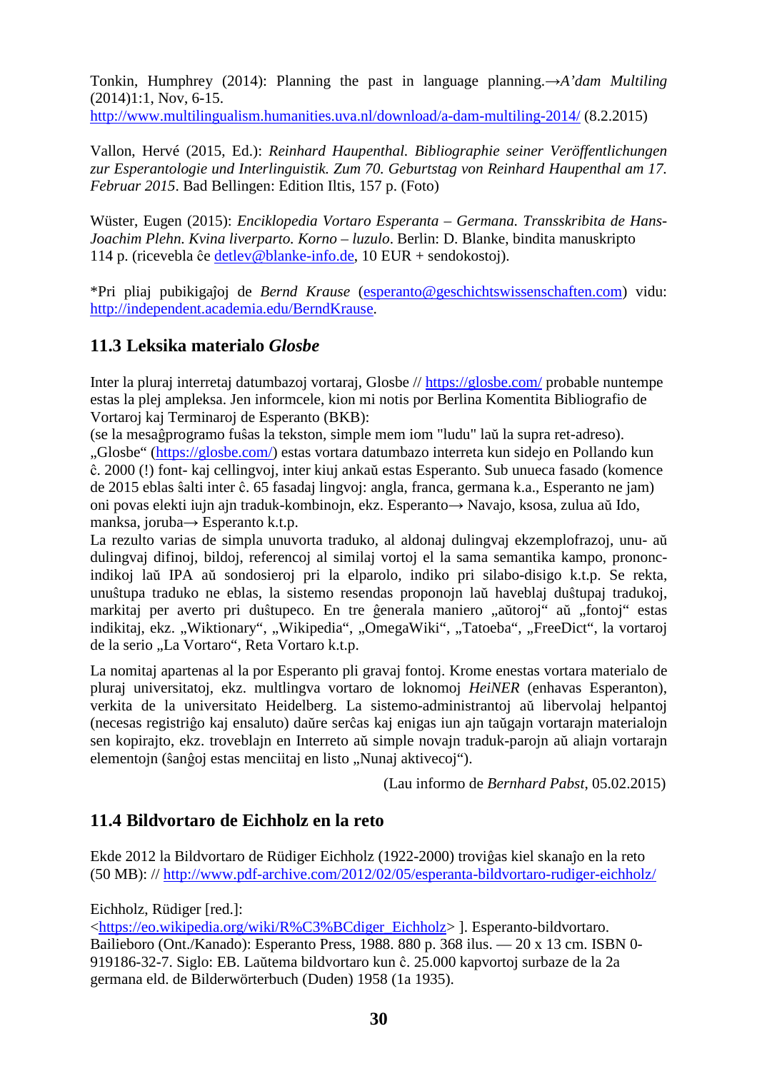Tonkin, Humphrey (2014): Planning the past in language planning.→*A'dam Multiling* (2014)1:1, Nov, 6-15.
http://www.multilingualism.humanities.uva.nl/download/a-dam-multiling-2014/ (8.2.2015)

Vallon, Hervé (2015, Ed.): *Reinhard Haupenthal. Bibliographie seiner Veröffentlichungen zur Esperantologie und Interlinguistik. Zum 70. Geburtstag von Reinhard Haupenthal am 17. Februar 2015*. Bad Bellingen: Edition Iltis, 157 p. (Foto)

Wüster, Eugen (2015): *Enciklopedia Vortaro Esperanta – Germana. Transskribita de Hans-Joachim Plehn. Kvina liverparto. Korno – luzulo*. Berlin: D. Blanke, bindita manuskripto 114 p. (ricevebla ĉe detlev@blanke-info.de, 10 EUR + sendokostoj).

*Pri pliaj pubikigaĵoj de *Bernd Krause* (esperanto@geschichtswissenschaften.com) vidu: http://independent.academia.edu/BerndKrause.

## 11.3 Leksika materialo *Glosbe*

Inter la pluraj interretaj datumbazoj vortaraj, Glosbe // https://glosbe.com/ probable nuntempe estas la plej ampleksa. Jen informcele, kion mi notis por Berlina Komentita Bibliografio de Vortaroj kaj Terminaroj de Esperanto (BKB):
(se la mesaĝprogramo fuŝas la tekston, simple mem iom "ludu" laŭ la supra ret-adreso).
„Glosbe" (https://glosbe.com/) estas vortara datumbazo interreta kun sidejo en Pollando kun ĉ. 2000 (!) font- kaj cellingvoj, inter kiuj ankaŭ estas Esperanto. Sub unueca fasado (komence de 2015 eblas ŝalti inter ĉ. 65 fasadaj lingvoj: angla, franca, germana k.a., Esperanto ne jam) oni povas elekti iujn ajn traduk-kombinojn, ekz. Esperanto→ Navajo, ksosa, zulua aŭ Ido, manksa, joruba→ Esperanto k.t.p.
La rezulto varias de simpla unuvorta traduko, al aldonaj dulingvaj ekzemplofrazoj, unu- aŭ dulingvaj difinoj, bildoj, referencoj al similaj vortoj el la sama semantika kampo, prononc-indikoj laŭ IPA aŭ sondosieroj pri la elparolo, indiko pri silabo-disigo k.t.p. Se rekta, unuŝtupa traduko ne eblas, la sistemo resendas proponojn laŭ haveblaj duŝtupaj tradukoj, markitaj per averto pri duŝtupeco. En tre ĝenerala maniero „aŭtoroj" aŭ „fontoj" estas indikitaj, ekz. „Wiktionary", „Wikipedia", „OmegaWiki", „Tatoeba", „FreeDict", la vortaroj de la serio „La Vortaro", Reta Vortaro k.t.p.

La nomitaj apartenas al la por Esperanto pli gravaj fontoj. Krome enestas vortara materialo de pluraj universitatoj, ekz. multlingva vortaro de loknomoj *HeiNER* (enhavas Esperanton), verkita de la universitato Heidelberg. La sistemo-administrantoj aŭ libervolaj helpantoj (necesas registriĝo kaj ensaluto) daŭre serĉas kaj enigas iun ajn taŭgajn vortarajn materialojn sen kopirajto, ekz. troveblajn en Interreto aŭ simple novajn traduk-parojn aŭ aliajn vortarajn elementojn (ŝanĝoj estas menciitaj en listo „Nunaj aktivecoj").

(Lau informo de *Bernhard Pabst*, 05.02.2015)

## 11.4 Bildvortaro de Eichholz en la reto

Ekde 2012 la Bildvortaro de Rüdiger Eichholz (1922-2000) troviĝas kiel skanaĵo en la reto (50 MB): // http://www.pdf-archive.com/2012/02/05/esperanta-bildvortaro-rudiger-eichholz/

Eichholz, Rüdiger [red.]:
<https://eo.wikipedia.org/wiki/R%C3%BCdiger_Eichholz> ]. Esperanto-bildvortaro. Bailieboro (Ont./Kanado): Esperanto Press, 1988. 880 p. 368 ilus. — 20 x 13 cm. ISBN 0-919186-32-7. Siglo: EB. Laŭtema bildvortaro kun ĉ. 25.000 kapvortoj surbaze de la 2a germana eld. de Bilderwörterbuch (Duden) 1958 (1a 1935).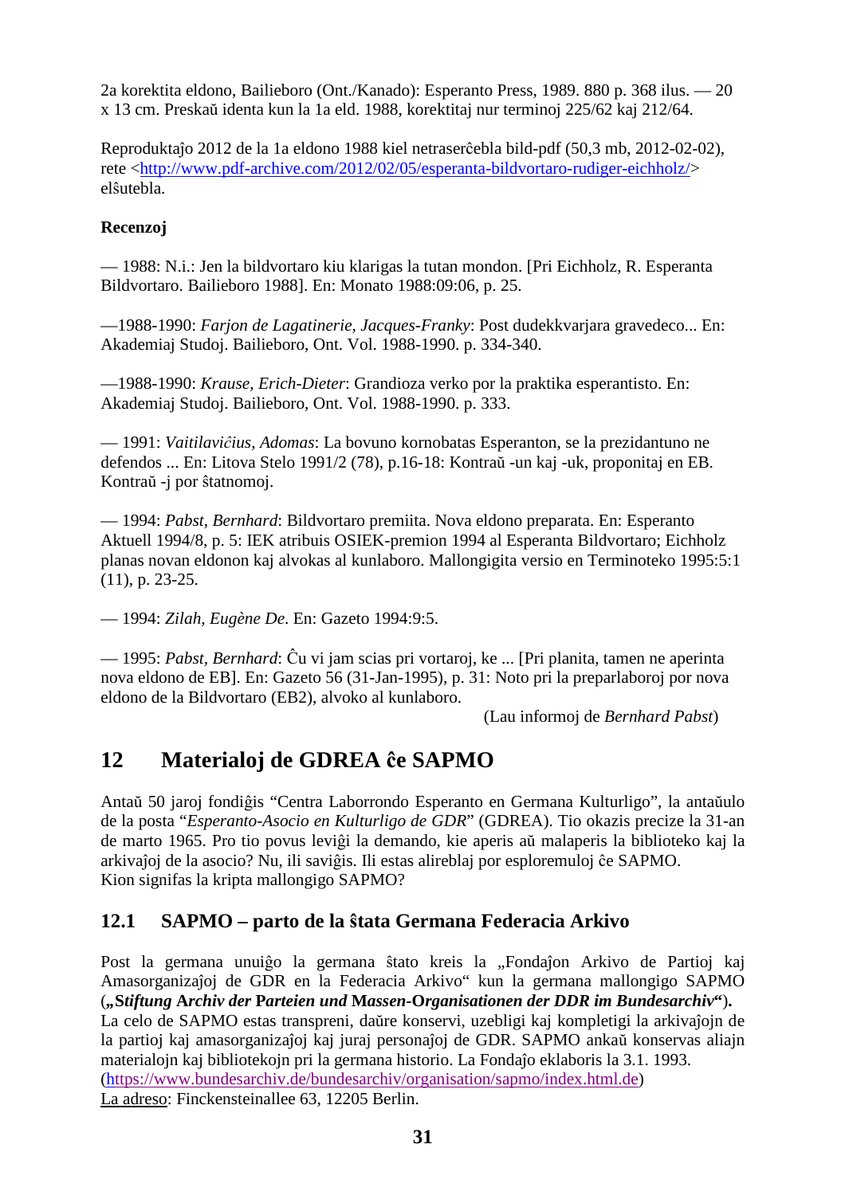2a korektita eldono, Bailieboro (Ont./Kanado): Esperanto Press, 1989. 880 p. 368 ilus. — 20 x 13 cm. Preskaŭ identa kun la 1a eld. 1988, korektitaj nur terminoj 225/62 kaj 212/64.

Reproduktaĵo 2012 de la 1a eldono 1988 kiel netraserĉebla bild-pdf (50,3 mb, 2012-02-02), rete <http://www.pdf-archive.com/2012/02/05/esperanta-bildvortaro-rudiger-eichholz/> elŝutebla.

**Recenzoj**

— 1988: N.i.: Jen la bildvortaro kiu klarigas la tutan mondon. [Pri Eichholz, R. Esperanta Bildvortaro. Bailieboro 1988]. En: Monato 1988:09:06, p. 25.

—1988-1990: *Farjon de Lagatinerie, Jacques-Franky*: Post dudekkvarjara gravedeco... En: Akademiaj Studoj. Bailieboro, Ont. Vol. 1988-1990. p. 334-340.

—1988-1990: *Krause, Erich-Dieter*: Grandioza verko por la praktika esperantisto. En: Akademiaj Studoj. Bailieboro, Ont. Vol. 1988-1990. p. 333.

— 1991: *Vaitilaviĉius, Adomas*: La bovuno kornobatas Esperanton, se la prezidantuno ne defendos ... En: Litova Stelo 1991/2 (78), p.16-18: Kontraŭ -un kaj -uk, proponitaj en EB. Kontraŭ -j por ŝtatnomoj.

— 1994: *Pabst, Bernhard*: Bildvortaro premiita. Nova eldono preparata. En: Esperanto Aktuell 1994/8, p. 5: IEK atribuis OSIEK-premion 1994 al Esperanta Bildvortaro; Eichholz planas novan eldonon kaj alvokas al kunlaboro. Mallongigita versio en Terminoteko 1995:5:1 (11), p. 23-25.

— 1994: *Zilah, Eugène De*. En: Gazeto 1994:9:5.

— 1995: *Pabst, Bernhard*: Ĉu vi jam scias pri vortaroj, ke ... [Pri planita, tamen ne aperinta nova eldono de EB]. En: Gazeto 56 (31-Jan-1995), p. 31: Noto pri la preparlaboroj por nova eldono de la Bildvortaro (EB2), alvoko al kunlaboro.

(Lau informoj de *Bernhard Pabst*)

# 12 Materialoj de GDREA ĉe SAPMO

Antaŭ 50 jaroj fondiĝis “Centra Laborrondo Esperanto en Germana Kulturligo”, la antaŭulo de la posta “*Esperanto-Asocio en Kulturligo de GDR*” (GDREA). Tio okazis precize la 31-an de marto 1965. Pro tio povus leviĝi la demando, kie aperis aŭ malaperis la biblioteko kaj la arkivaĵoj de la asocio? Nu, ili saviĝis. Ili estas alireblaj por esploremuloj ĉe SAPMO. Kion signifas la kripta mallongigo SAPMO?

## 12.1 SAPMO – parto de la ŝtata Germana Federacia Arkivo

Post la germana unuiĝo la germana ŝtato kreis la „Fondaĵon Arkivo de Partioj kaj Amasorganizaĵoj de GDR en la Federacia Arkivo“ kun la germana mallongigo SAPMO (**„*Stiftung Archiv der Parteien und Massen-Organisationen der DDR im Bundesarchiv*“**). La celo de SAPMO estas transpreni, daŭre konservi, uzebligi kaj kompletigi la arkivaĵojn de la partioj kaj amasorganizaĵoj kaj juraj personaĵoj de GDR. SAPMO ankaŭ konservas aliajn materialojn kaj bibliotekojn pri la germana historio. La Fondaĵo eklaboris la 3.1. 1993. (https://www.bundesarchiv.de/bundesarchiv/organisation/sapmo/index.html.de)
La adreso: Finckensteinallee 63, 12205 Berlin.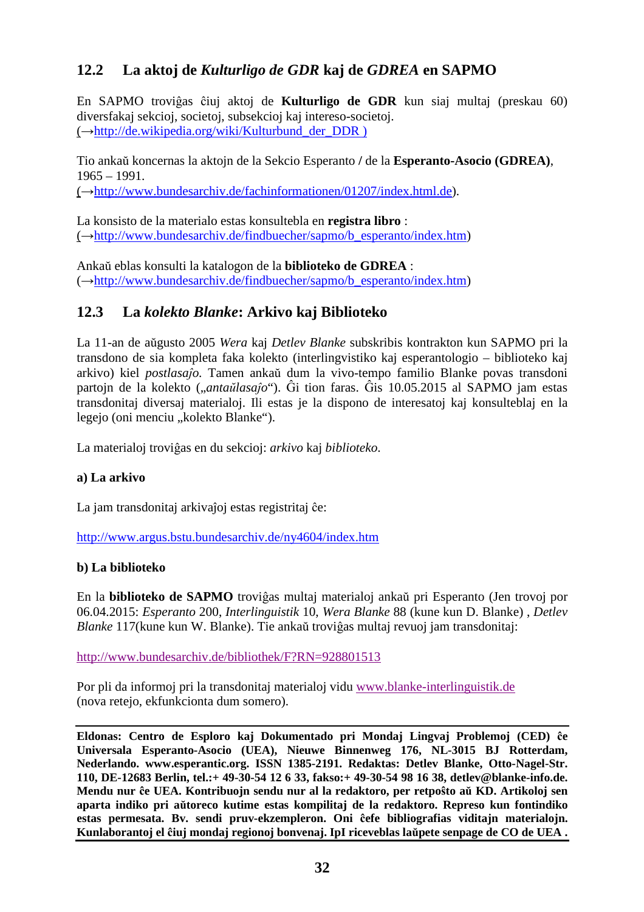## 12.2 La aktoj de *Kulturligo de GDR* kaj de *GDREA* en SAPMO

En SAPMO troviĝas ĉiuj aktoj de **Kulturligo de GDR** kun siaj multaj (preskau 60) diversfakaj sekcioj, societoj, subsekcioj kaj intereso-societoj.
(→http://de.wikipedia.org/wiki/Kulturbund_der_DDR )

Tio ankaŭ koncernas la aktojn de la Sekcio Esperanto **/** de la **Esperanto-Asocio (GDREA)**, 1965 – 1991.
(→http://www.bundesarchiv.de/fachinformationen/01207/index.html.de).

La konsisto de la materialo estas konsultebla en **registra libro** :
(→http://www.bundesarchiv.de/findbuecher/sapmo/b_esperanto/index.htm)

Ankaŭ eblas konsulti la katalogon de la **biblioteko de GDREA** :
(→http://www.bundesarchiv.de/findbuecher/sapmo/b_esperanto/index.htm)

## 12.3 La *kolekto Blanke*: Arkivo kaj Biblioteko

La 11-an de aŭgusto 2005 *Wera* kaj *Detlev Blanke* subskribis kontrakton kun SAPMO pri la transdono de sia kompleta faka kolekto (interlingvistiko kaj esperantologio – biblioteko kaj arkivo) kiel *postlasaĵo.* Tamen ankaŭ dum la vivo-tempo familio Blanke povas transdoni partojn de la kolekto („*antaŭlasaĵo*“). Ĝi tion faras. Ĝis 10.05.2015 al SAPMO jam estas transdonitaj diversaj materialoj. Ili estas je la dispono de interesatoj kaj konsulteblaj en la legejo (oni menciu „kolekto Blanke“).

La materialoj troviĝas en du sekcioj: *arkivo* kaj *biblioteko.*

**a) La arkivo**

La jam transdonitaj arkivaĵoj estas registritaj ĉe:

http://www.argus.bstu.bundesarchiv.de/ny4604/index.htm

**b) La biblioteko**

En la **biblioteko de SAPMO** troviĝas multaj materialoj ankaŭ pri Esperanto (Jen trovoj por 06.04.2015: *Esperanto* 200, *Interlinguistik* 10, *Wera Blanke* 88 (kune kun D. Blanke) , *Detlev Blanke* 117(kune kun W. Blanke). Tie ankaŭ troviĝas multaj revuoj jam transdonitaj:

http://www.bundesarchiv.de/bibliothek/F?RN=928801513

Por pli da informoj pri la transdonitaj materialoj vidu www.blanke-interlinguistik.de
(nova retejo, ekfunkcionta dum somero).

---

**Eldonas: Centro de Esploro kaj Dokumentado pri Mondaj Lingvaj Problemoj (CED) ĉe Universala Esperanto-Asocio (UEA), Nieuwe Binnenweg 176, NL-3015 BJ Rotterdam, Nederlando. www.esperantic.org. ISSN 1385-2191. Redaktas: Detlev Blanke, Otto-Nagel-Str. 110, DE-12683 Berlin, tel.:+ 49-30-54 12 6 33, fakso:+ 49-30-54 98 16 38, detlev@blanke-info.de. Mendu nur ĉe UEA. Kontribuojn sendu nur al la redaktoro, per retpoŝto aŭ KD. Artikoloj sen aparta indiko pri aŭtoreco kutime estas kompilitaj de la redaktoro. Represo kun fontindiko estas permesata. Bv. sendi pruv-ekzempleron. Oni ĉefe bibliografias viditajn materialojn. Kunlaborantoj el ĉiuj mondaj regionoj bonvenaj. IpI riceveblas laŭpete senpage de CO de UEA .**

---